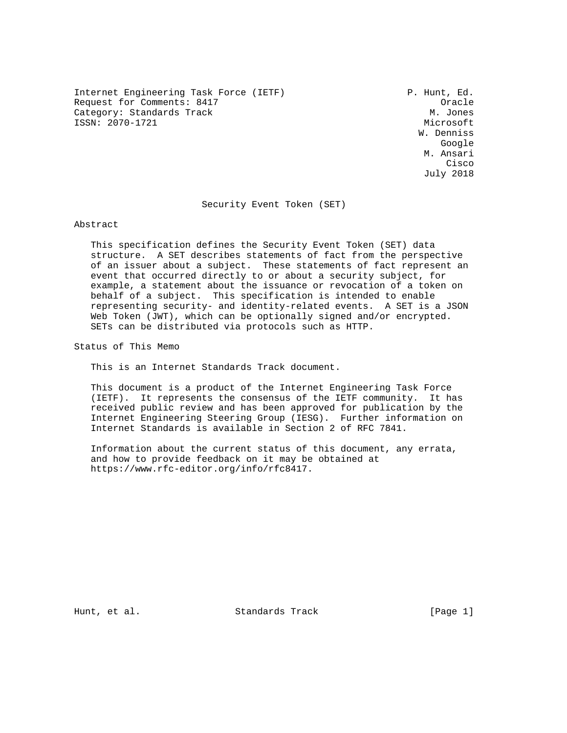Internet Engineering Task Force (IETF) — P. Hunt, Ed., Oracle
Request for Comments: 8417 — M. Jones, Microsoft
Category: Standards Track — W. Denniss, Google
ISSN: 2070-1721 — M. Ansari, Cisco
July 2018

# Security Event Token (SET)

## Abstract

This specification defines the Security Event Token (SET) data structure. A SET describes statements of fact from the perspective of an issuer about a subject. These statements of fact represent an event that occurred directly to or about a security subject, for example, a statement about the issuance or revocation of a token on behalf of a subject. This specification is intended to enable representing security- and identity-related events. A SET is a JSON Web Token (JWT), which can be optionally signed and/or encrypted. SETs can be distributed via protocols such as HTTP.

## Status of This Memo

This is an Internet Standards Track document.

This document is a product of the Internet Engineering Task Force (IETF). It represents the consensus of the IETF community. It has received public review and has been approved for publication by the Internet Engineering Steering Group (IESG). Further information on Internet Standards is available in Section 2 of RFC 7841.

Information about the current status of this document, any errata, and how to provide feedback on it may be obtained at https://www.rfc-editor.org/info/rfc8417.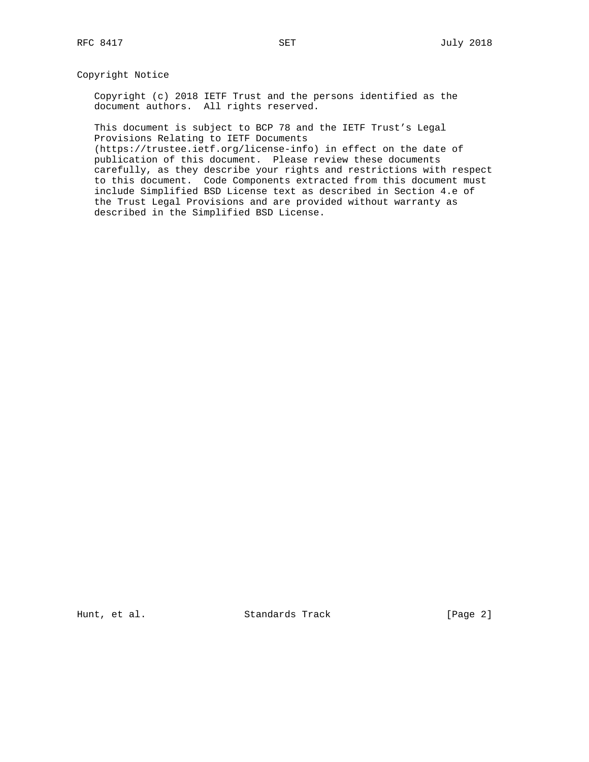## Copyright Notice

Copyright (c) 2018 IETF Trust and the persons identified as the document authors. All rights reserved.

This document is subject to BCP 78 and the IETF Trust's Legal Provisions Relating to IETF Documents (https://trustee.ietf.org/license-info) in effect on the date of publication of this document. Please review these documents carefully, as they describe your rights and restrictions with respect to this document. Code Components extracted from this document must include Simplified BSD License text as described in Section 4.e of the Trust Legal Provisions and are provided without warranty as described in the Simplified BSD License.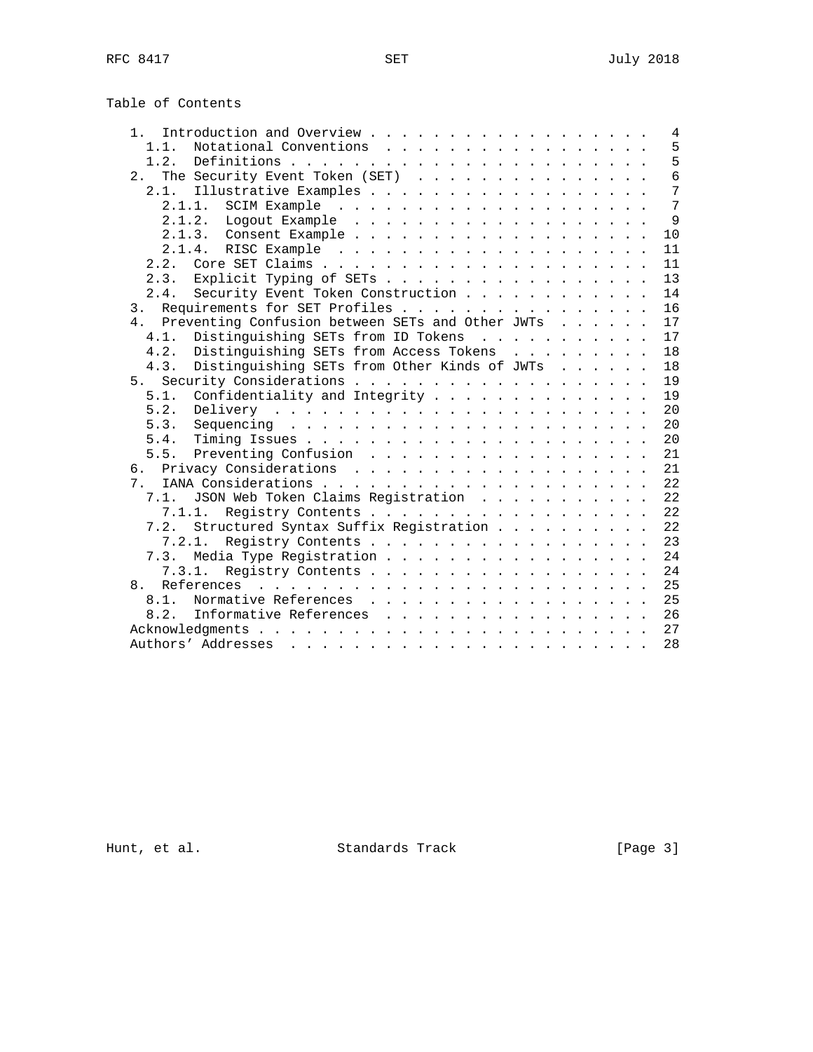# Table of Contents

```
   1.  Introduction and Overview . . . . . . . . . . . . . . . . . . .   4
     1.1.  Notational Conventions  . . . . . . . . . . . . . . . . . .   5
     1.2.  Definitions . . . . . . . . . . . . . . . . . . . . . . . .   5
   2.  The Security Event Token (SET)  . . . . . . . . . . . . . . . .   6
     2.1.  Illustrative Examples . . . . . . . . . . . . . . . . . . .   7
       2.1.1.  SCIM Example  . . . . . . . . . . . . . . . . . . . . .   7
       2.1.2.  Logout Example  . . . . . . . . . . . . . . . . . . . .   9
       2.1.3.  Consent Example . . . . . . . . . . . . . . . . . . . .  10
       2.1.4.  RISC Example  . . . . . . . . . . . . . . . . . . . . .  11
     2.2.  Core SET Claims . . . . . . . . . . . . . . . . . . . . . .  11
     2.3.  Explicit Typing of SETs . . . . . . . . . . . . . . . . . .  13
     2.4.  Security Event Token Construction . . . . . . . . . . . . .  14
   3.  Requirements for SET Profiles . . . . . . . . . . . . . . . . .  16
   4.  Preventing Confusion between SETs and Other JWTs  . . . . . . .  17
     4.1.  Distinguishing SETs from ID Tokens  . . . . . . . . . . . .  17
     4.2.  Distinguishing SETs from Access Tokens  . . . . . . . . . .  18
     4.3.  Distinguishing SETs from Other Kinds of JWTs  . . . . . . .  18
   5.  Security Considerations . . . . . . . . . . . . . . . . . . . .  19
     5.1.  Confidentiality and Integrity . . . . . . . . . . . . . . .  19
     5.2.  Delivery  . . . . . . . . . . . . . . . . . . . . . . . . .  20
     5.3.  Sequencing  . . . . . . . . . . . . . . . . . . . . . . . .  20
     5.4.  Timing Issues . . . . . . . . . . . . . . . . . . . . . . .  20
     5.5.  Preventing Confusion  . . . . . . . . . . . . . . . . . . .  21
   6.  Privacy Considerations  . . . . . . . . . . . . . . . . . . . .  21
   7.  IANA Considerations . . . . . . . . . . . . . . . . . . . . . .  22
     7.1.  JSON Web Token Claims Registration  . . . . . . . . . . . .  22
       7.1.1.  Registry Contents . . . . . . . . . . . . . . . . . . .  22
     7.2.  Structured Syntax Suffix Registration . . . . . . . . . . .  22
       7.2.1.  Registry Contents . . . . . . . . . . . . . . . . . . .  23
     7.3.  Media Type Registration . . . . . . . . . . . . . . . . . .  24
       7.3.1.  Registry Contents . . . . . . . . . . . . . . . . . . .  24
   8.  References  . . . . . . . . . . . . . . . . . . . . . . . . . .  25
     8.1.  Normative References  . . . . . . . . . . . . . . . . . . .  25
     8.2.  Informative References  . . . . . . . . . . . . . . . . . .  26
   Acknowledgments . . . . . . . . . . . . . . . . . . . . . . . . . .  27
   Authors' Addresses  . . . . . . . . . . . . . . . . . . . . . . . .  28
```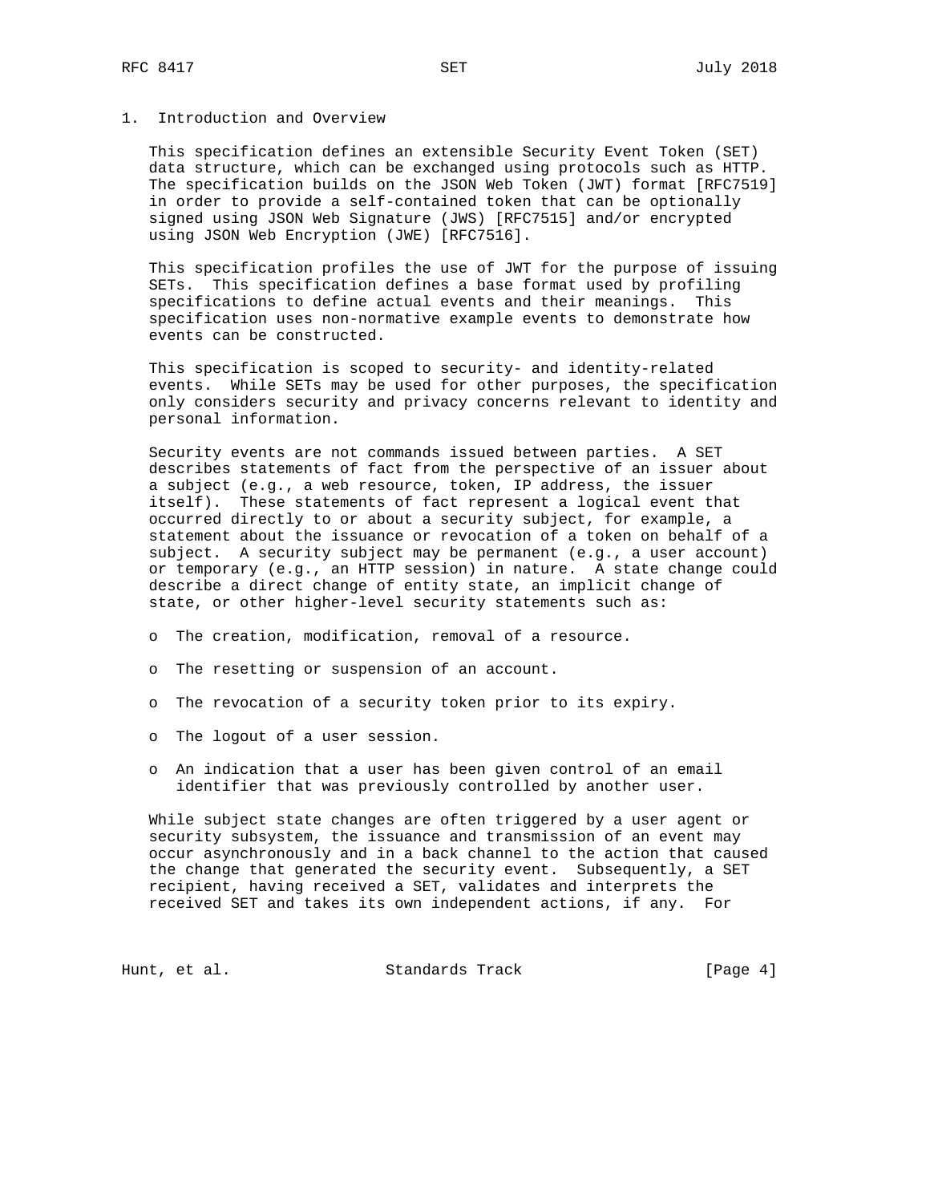# 1. Introduction and Overview

This specification defines an extensible Security Event Token (SET) data structure, which can be exchanged using protocols such as HTTP. The specification builds on the JSON Web Token (JWT) format [RFC7519] in order to provide a self-contained token that can be optionally signed using JSON Web Signature (JWS) [RFC7515] and/or encrypted using JSON Web Encryption (JWE) [RFC7516].

This specification profiles the use of JWT for the purpose of issuing SETs. This specification defines a base format used by profiling specifications to define actual events and their meanings. This specification uses non-normative example events to demonstrate how events can be constructed.

This specification is scoped to security- and identity-related events. While SETs may be used for other purposes, the specification only considers security and privacy concerns relevant to identity and personal information.

Security events are not commands issued between parties. A SET describes statements of fact from the perspective of an issuer about a subject (e.g., a web resource, token, IP address, the issuer itself). These statements of fact represent a logical event that occurred directly to or about a security subject, for example, a statement about the issuance or revocation of a token on behalf of a subject. A security subject may be permanent (e.g., a user account) or temporary (e.g., an HTTP session) in nature. A state change could describe a direct change of entity state, an implicit change of state, or other higher-level security statements such as:

- The creation, modification, removal of a resource.
- The resetting or suspension of an account.
- The revocation of a security token prior to its expiry.
- The logout of a user session.
- An indication that a user has been given control of an email identifier that was previously controlled by another user.

While subject state changes are often triggered by a user agent or security subsystem, the issuance and transmission of an event may occur asynchronously and in a back channel to the action that caused the change that generated the security event. Subsequently, a SET recipient, having received a SET, validates and interprets the received SET and takes its own independent actions, if any. For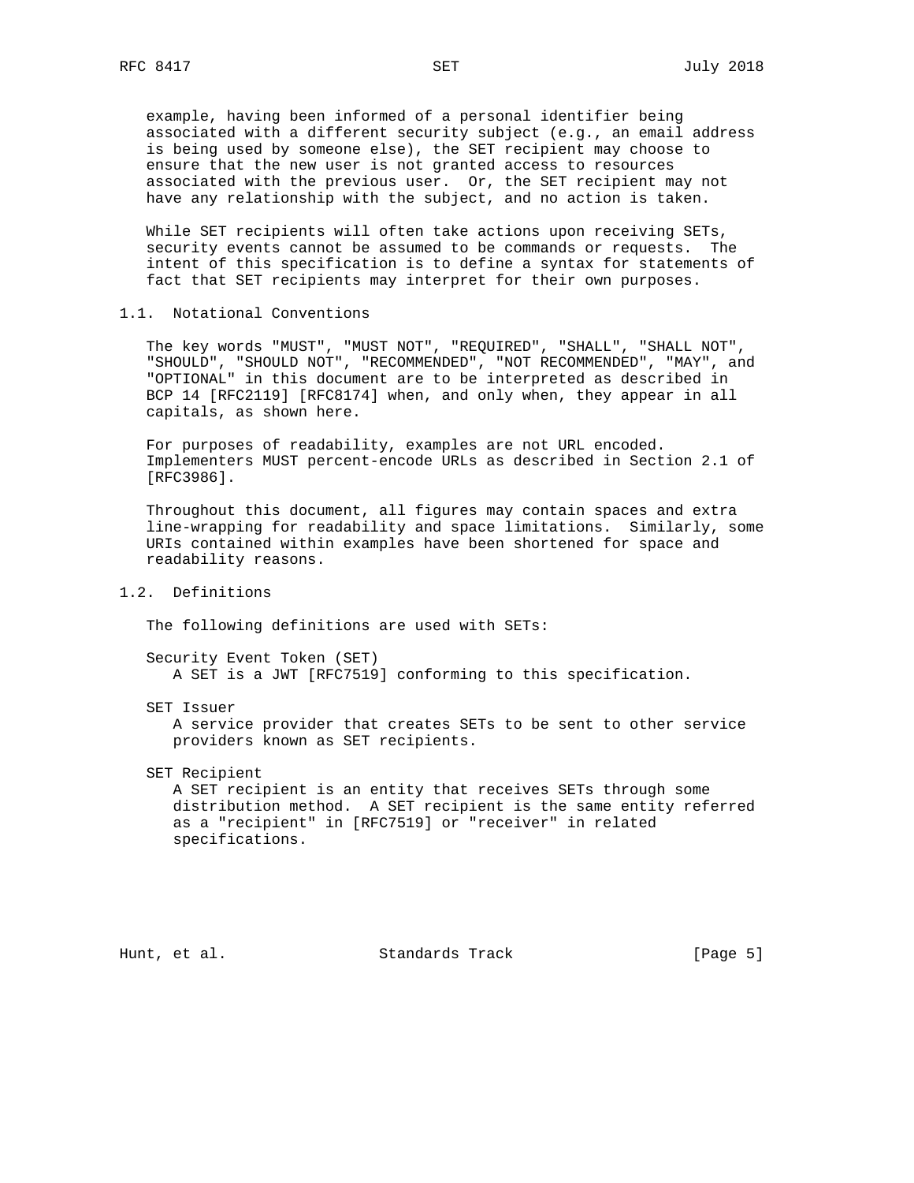example, having been informed of a personal identifier being associated with a different security subject (e.g., an email address is being used by someone else), the SET recipient may choose to ensure that the new user is not granted access to resources associated with the previous user. Or, the SET recipient may not have any relationship with the subject, and no action is taken.

While SET recipients will often take actions upon receiving SETs, security events cannot be assumed to be commands or requests. The intent of this specification is to define a syntax for statements of fact that SET recipients may interpret for their own purposes.

### 1.1. Notational Conventions

The key words "MUST", "MUST NOT", "REQUIRED", "SHALL", "SHALL NOT", "SHOULD", "SHOULD NOT", "RECOMMENDED", "NOT RECOMMENDED", "MAY", and "OPTIONAL" in this document are to be interpreted as described in BCP 14 [RFC2119] [RFC8174] when, and only when, they appear in all capitals, as shown here.

For purposes of readability, examples are not URL encoded. Implementers MUST percent-encode URLs as described in Section 2.1 of [RFC3986].

Throughout this document, all figures may contain spaces and extra line-wrapping for readability and space limitations. Similarly, some URIs contained within examples have been shortened for space and readability reasons.

### 1.2. Definitions

The following definitions are used with SETs:

Security Event Token (SET)
: A SET is a JWT [RFC7519] conforming to this specification.

SET Issuer
: A service provider that creates SETs to be sent to other service providers known as SET recipients.

SET Recipient
: A SET recipient is an entity that receives SETs through some distribution method. A SET recipient is the same entity referred as a "recipient" in [RFC7519] or "receiver" in related specifications.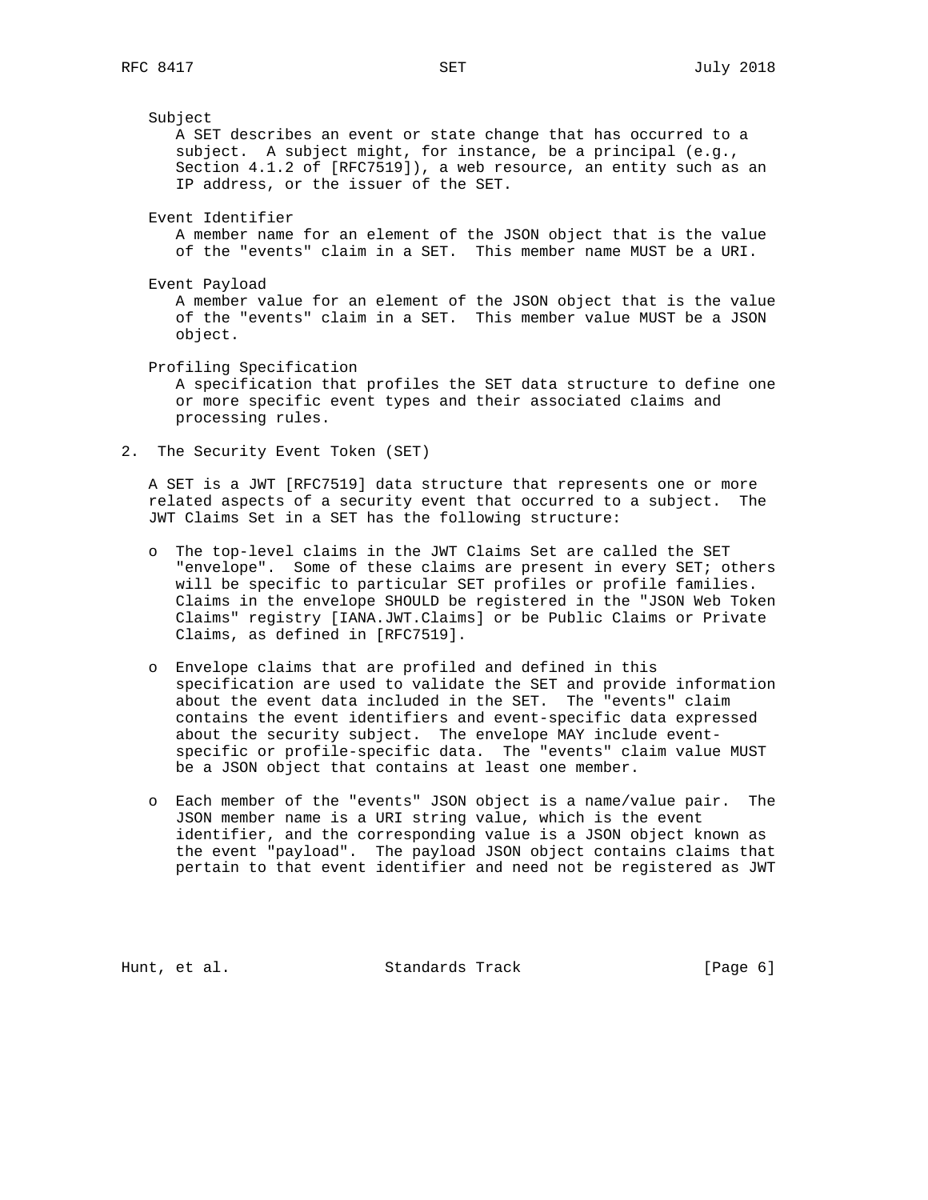Subject
A SET describes an event or state change that has occurred to a subject. A subject might, for instance, be a principal (e.g., Section 4.1.2 of [RFC7519]), a web resource, an entity such as an IP address, or the issuer of the SET.

Event Identifier
A member name for an element of the JSON object that is the value of the "events" claim in a SET. This member name MUST be a URI.

Event Payload
A member value for an element of the JSON object that is the value of the "events" claim in a SET. This member value MUST be a JSON object.

Profiling Specification
A specification that profiles the SET data structure to define one or more specific event types and their associated claims and processing rules.

## 2. The Security Event Token (SET)

A SET is a JWT [RFC7519] data structure that represents one or more related aspects of a security event that occurred to a subject. The JWT Claims Set in a SET has the following structure:

- The top-level claims in the JWT Claims Set are called the SET "envelope". Some of these claims are present in every SET; others will be specific to particular SET profiles or profile families. Claims in the envelope SHOULD be registered in the "JSON Web Token Claims" registry [IANA.JWT.Claims] or be Public Claims or Private Claims, as defined in [RFC7519].

- Envelope claims that are profiled and defined in this specification are used to validate the SET and provide information about the event data included in the SET. The "events" claim contains the event identifiers and event-specific data expressed about the security subject. The envelope MAY include event-specific or profile-specific data. The "events" claim value MUST be a JSON object that contains at least one member.

- Each member of the "events" JSON object is a name/value pair. The JSON member name is a URI string value, which is the event identifier, and the corresponding value is a JSON object known as the event "payload". The payload JSON object contains claims that pertain to that event identifier and need not be registered as JWT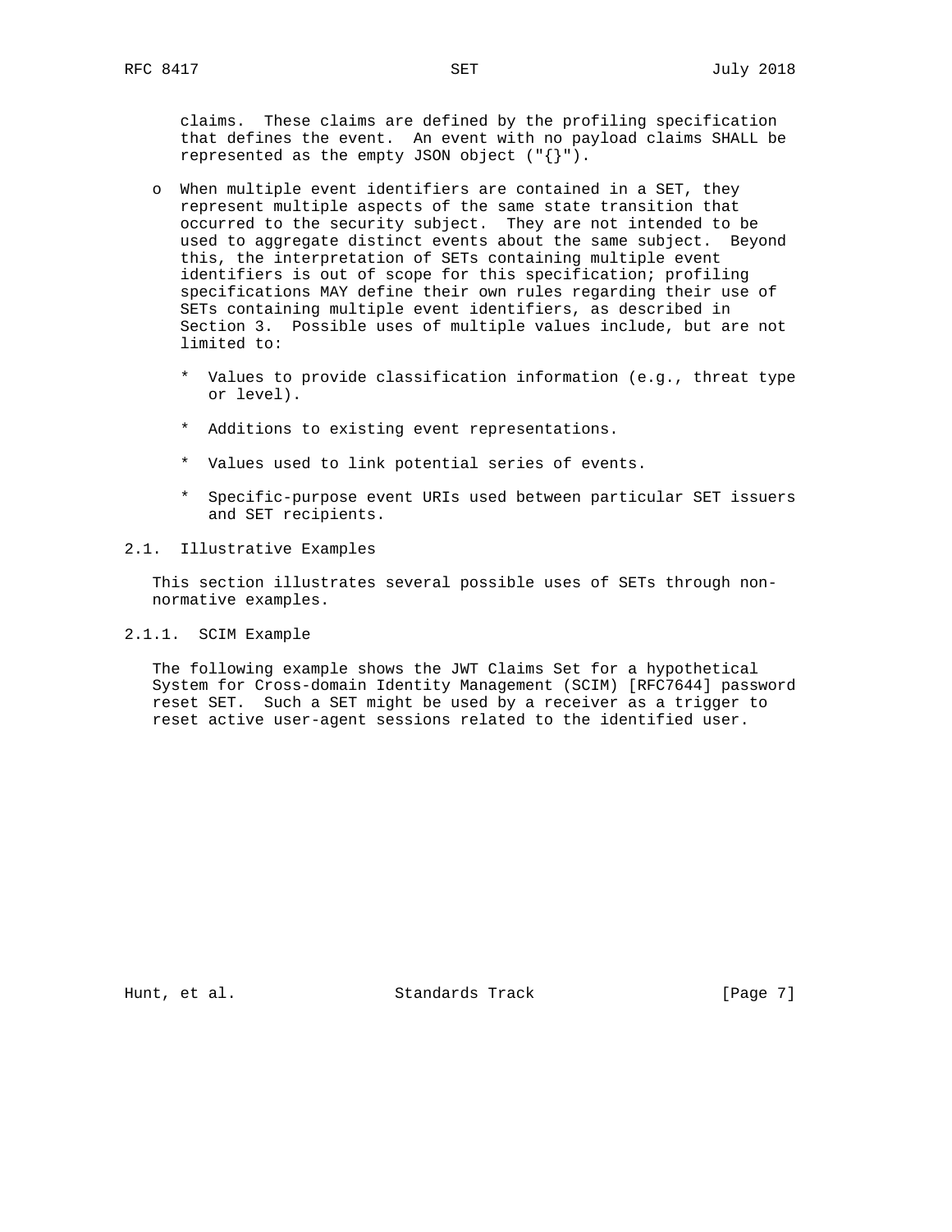claims. These claims are defined by the profiling specification that defines the event. An event with no payload claims SHALL be represented as the empty JSON object ("{}").

- When multiple event identifiers are contained in a SET, they represent multiple aspects of the same state transition that occurred to the security subject. They are not intended to be used to aggregate distinct events about the same subject. Beyond this, the interpretation of SETs containing multiple event identifiers is out of scope for this specification; profiling specifications MAY define their own rules regarding their use of SETs containing multiple event identifiers, as described in Section 3. Possible uses of multiple values include, but are not limited to:

  * Values to provide classification information (e.g., threat type or level).

  * Additions to existing event representations.

  * Values used to link potential series of events.

  * Specific-purpose event URIs used between particular SET issuers and SET recipients.

### 2.1. Illustrative Examples

This section illustrates several possible uses of SETs through non-normative examples.

#### 2.1.1. SCIM Example

The following example shows the JWT Claims Set for a hypothetical System for Cross-domain Identity Management (SCIM) [RFC7644] password reset SET. Such a SET might be used by a receiver as a trigger to reset active user-agent sessions related to the identified user.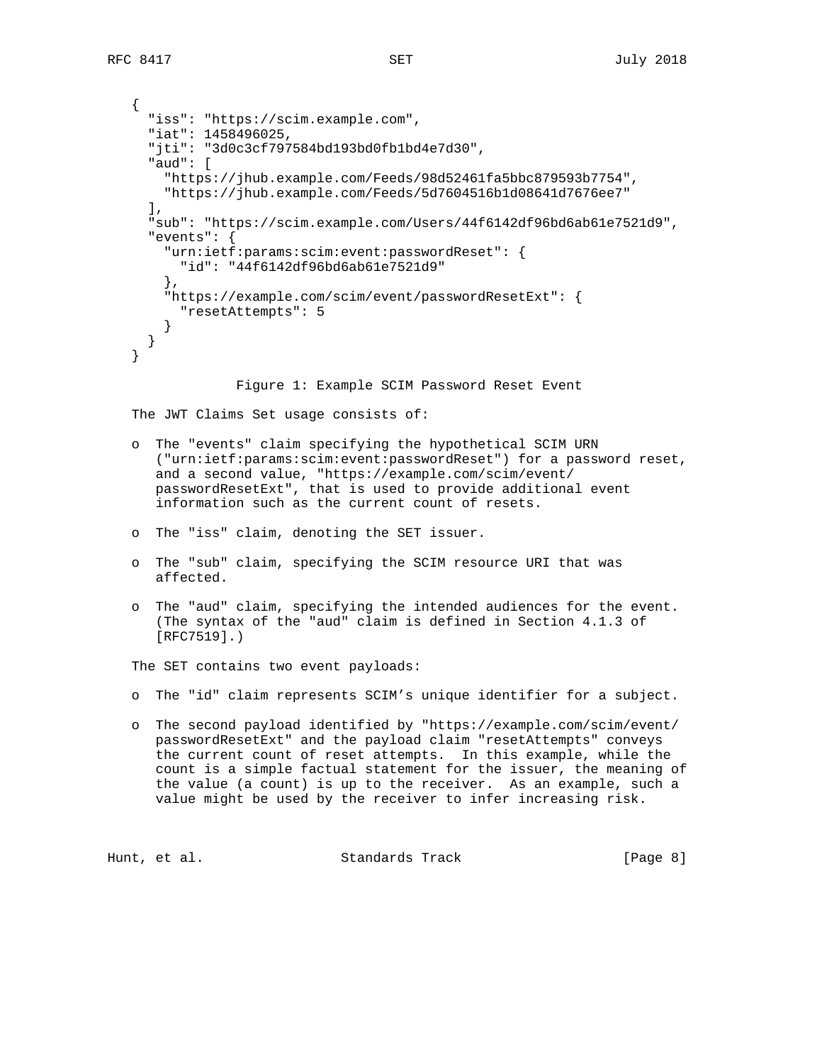```
{
  "iss": "https://scim.example.com",
  "iat": 1458496025,
  "jti": "3d0c3cf797584bd193bd0fb1bd4e7d30",
  "aud": [
    "https://jhub.example.com/Feeds/98d52461fa5bbc879593b7754",
    "https://jhub.example.com/Feeds/5d7604516b1d08641d7676ee7"
  ],
  "sub": "https://scim.example.com/Users/44f6142df96bd6ab61e7521d9",
  "events": {
    "urn:ietf:params:scim:event:passwordReset": {
      "id": "44f6142df96bd6ab61e7521d9"
    },
    "https://example.com/scim/event/passwordResetExt": {
      "resetAttempts": 5
    }
  }
}
```

Figure 1: Example SCIM Password Reset Event

The JWT Claims Set usage consists of:

- The "events" claim specifying the hypothetical SCIM URN ("urn:ietf:params:scim:event:passwordReset") for a password reset, and a second value, "https://example.com/scim/event/passwordResetExt", that is used to provide additional event information such as the current count of resets.

- The "iss" claim, denoting the SET issuer.

- The "sub" claim, specifying the SCIM resource URI that was affected.

- The "aud" claim, specifying the intended audiences for the event. (The syntax of the "aud" claim is defined in Section 4.1.3 of [RFC7519].)

The SET contains two event payloads:

- The "id" claim represents SCIM's unique identifier for a subject.

- The second payload identified by "https://example.com/scim/event/passwordResetExt" and the payload claim "resetAttempts" conveys the current count of reset attempts. In this example, while the count is a simple factual statement for the issuer, the meaning of the value (a count) is up to the receiver. As an example, such a value might be used by the receiver to infer increasing risk.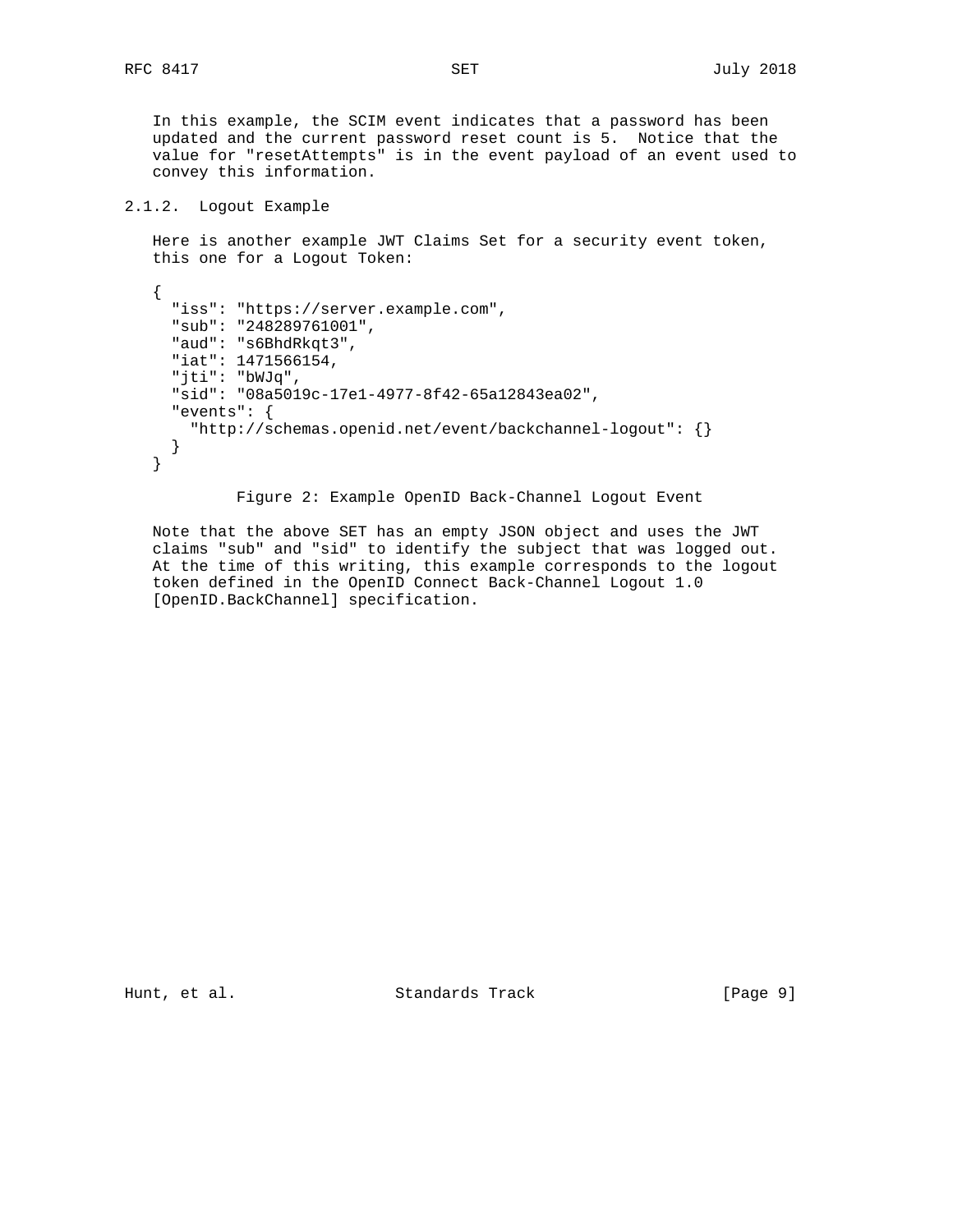In this example, the SCIM event indicates that a password has been updated and the current password reset count is 5. Notice that the value for "resetAttempts" is in the event payload of an event used to convey this information.

### 2.1.2. Logout Example

Here is another example JWT Claims Set for a security event token, this one for a Logout Token:

```
{
  "iss": "https://server.example.com",
  "sub": "248289761001",
  "aud": "s6BhdRkqt3",
  "iat": 1471566154,
  "jti": "bWJq",
  "sid": "08a5019c-17e1-4977-8f42-65a12843ea02",
  "events": {
    "http://schemas.openid.net/event/backchannel-logout": {}
  }
}
```

Figure 2: Example OpenID Back-Channel Logout Event

Note that the above SET has an empty JSON object and uses the JWT claims "sub" and "sid" to identify the subject that was logged out. At the time of this writing, this example corresponds to the logout token defined in the OpenID Connect Back-Channel Logout 1.0 [OpenID.BackChannel] specification.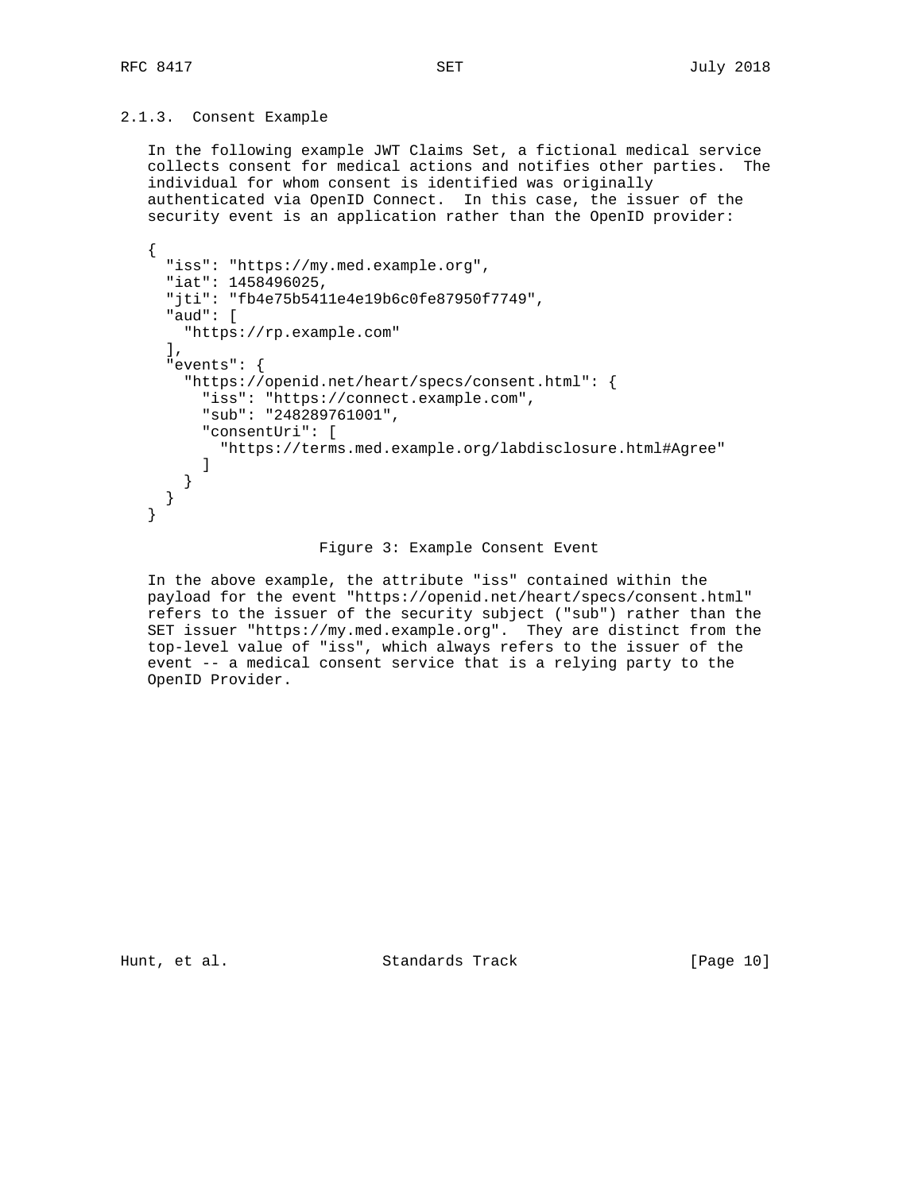### 2.1.3. Consent Example

In the following example JWT Claims Set, a fictional medical service collects consent for medical actions and notifies other parties. The individual for whom consent is identified was originally authenticated via OpenID Connect. In this case, the issuer of the security event is an application rather than the OpenID provider:

```
{
  "iss": "https://my.med.example.org",
  "iat": 1458496025,
  "jti": "fb4e75b5411e4e19b6c0fe87950f7749",
  "aud": [
    "https://rp.example.com"
  ],
  "events": {
    "https://openid.net/heart/specs/consent.html": {
      "iss": "https://connect.example.com",
      "sub": "248289761001",
      "consentUri": [
        "https://terms.med.example.org/labdisclosure.html#Agree"
      ]
    }
  }
}
```

Figure 3: Example Consent Event

In the above example, the attribute "iss" contained within the payload for the event "https://openid.net/heart/specs/consent.html" refers to the issuer of the security subject ("sub") rather than the SET issuer "https://my.med.example.org". They are distinct from the top-level value of "iss", which always refers to the issuer of the event -- a medical consent service that is a relying party to the OpenID Provider.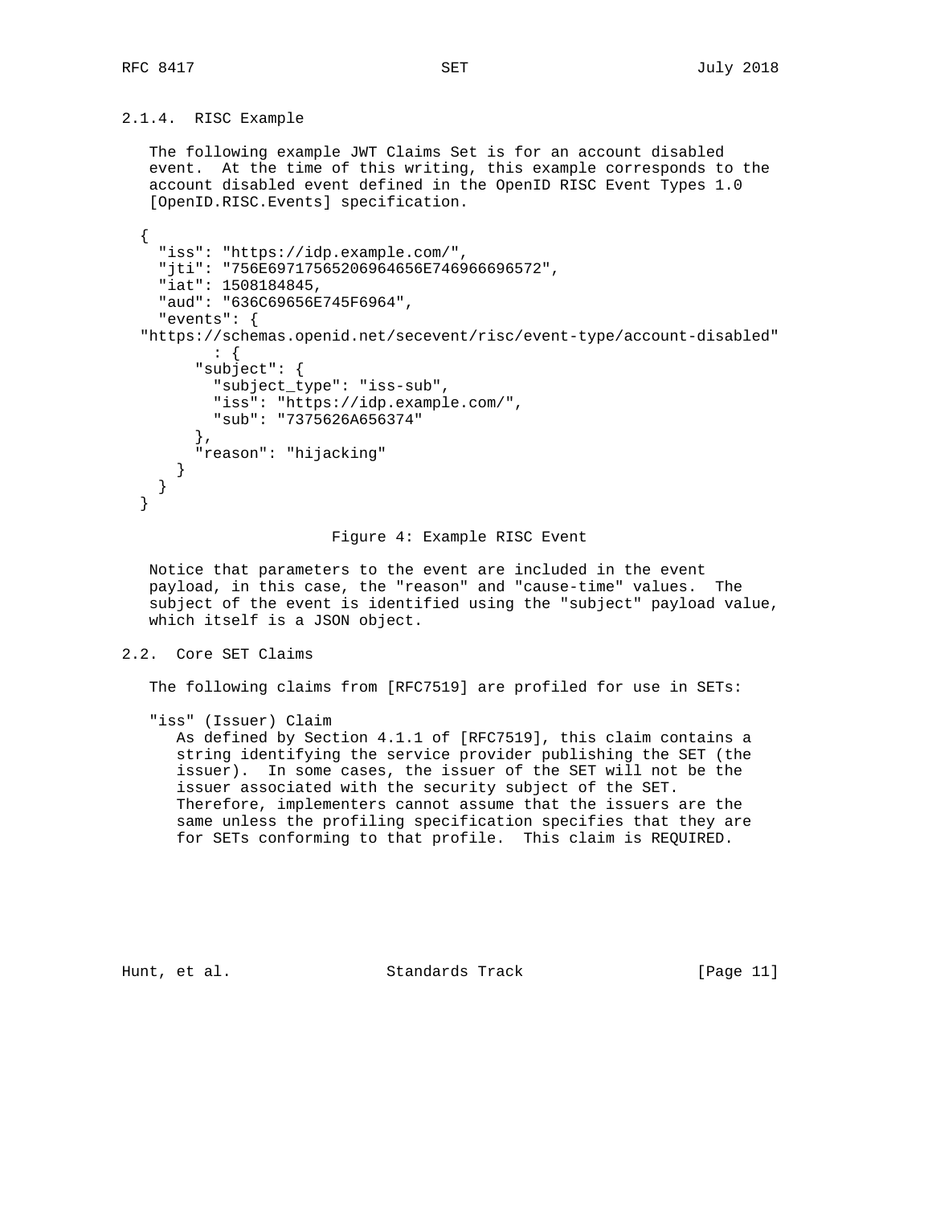### 2.1.4. RISC Example

The following example JWT Claims Set is for an account disabled event. At the time of this writing, this example corresponds to the account disabled event defined in the OpenID RISC Event Types 1.0 [OpenID.RISC.Events] specification.

```
{
  "iss": "https://idp.example.com/",
  "jti": "756E69717565206964656E746966696572",
  "iat": 1508184845,
  "aud": "636C69656E745F6964",
  "events": {
"https://schemas.openid.net/secevent/risc/event-type/account-disabled"
      : {
      "subject": {
        "subject_type": "iss-sub",
        "iss": "https://idp.example.com/",
        "sub": "7375626A656374"
      },
      "reason": "hijacking"
    }
  }
}
```

Figure 4: Example RISC Event

Notice that parameters to the event are included in the event payload, in this case, the "reason" and "cause-time" values. The subject of the event is identified using the "subject" payload value, which itself is a JSON object.

## 2.2. Core SET Claims

The following claims from [RFC7519] are profiled for use in SETs:

"iss" (Issuer) Claim
: As defined by Section 4.1.1 of [RFC7519], this claim contains a string identifying the service provider publishing the SET (the issuer). In some cases, the issuer of the SET will not be the issuer associated with the security subject of the SET. Therefore, implementers cannot assume that the issuers are the same unless the profiling specification specifies that they are for SETs conforming to that profile. This claim is REQUIRED.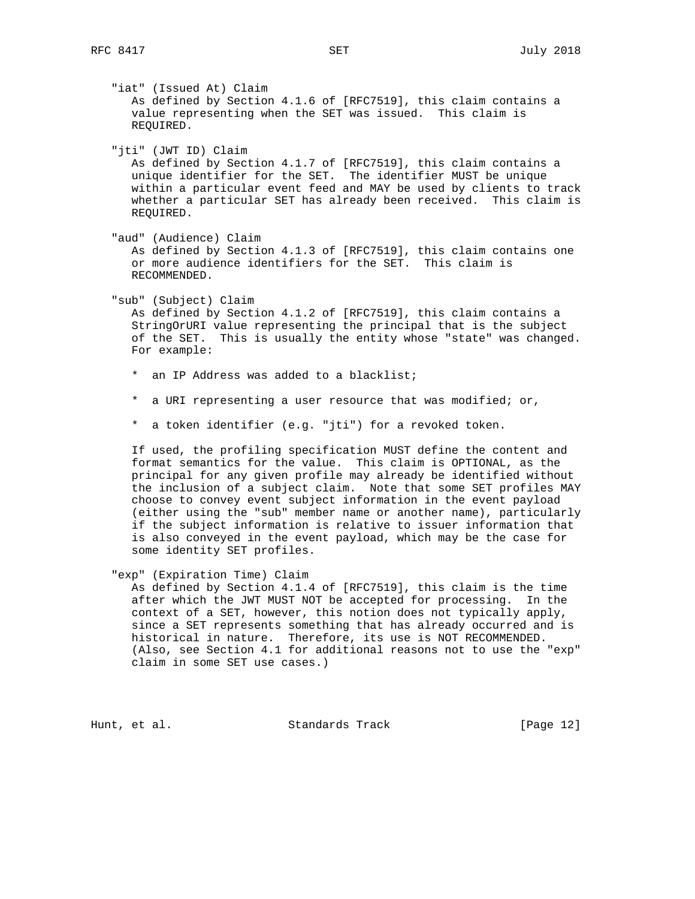"iat" (Issued At) Claim
As defined by Section 4.1.6 of [RFC7519], this claim contains a value representing when the SET was issued. This claim is REQUIRED.

"jti" (JWT ID) Claim
As defined by Section 4.1.7 of [RFC7519], this claim contains a unique identifier for the SET. The identifier MUST be unique within a particular event feed and MAY be used by clients to track whether a particular SET has already been received. This claim is REQUIRED.

"aud" (Audience) Claim
As defined by Section 4.1.3 of [RFC7519], this claim contains one or more audience identifiers for the SET. This claim is RECOMMENDED.

"sub" (Subject) Claim
As defined by Section 4.1.2 of [RFC7519], this claim contains a StringOrURI value representing the principal that is the subject of the SET. This is usually the entity whose "state" was changed. For example:

* an IP Address was added to a blacklist;
* a URI representing a user resource that was modified; or,
* a token identifier (e.g. "jti") for a revoked token.

If used, the profiling specification MUST define the content and format semantics for the value. This claim is OPTIONAL, as the principal for any given profile may already be identified without the inclusion of a subject claim. Note that some SET profiles MAY choose to convey event subject information in the event payload (either using the "sub" member name or another name), particularly if the subject information is relative to issuer information that is also conveyed in the event payload, which may be the case for some identity SET profiles.

"exp" (Expiration Time) Claim
As defined by Section 4.1.4 of [RFC7519], this claim is the time after which the JWT MUST NOT be accepted for processing. In the context of a SET, however, this notion does not typically apply, since a SET represents something that has already occurred and is historical in nature. Therefore, its use is NOT RECOMMENDED. (Also, see Section 4.1 for additional reasons not to use the "exp" claim in some SET use cases.)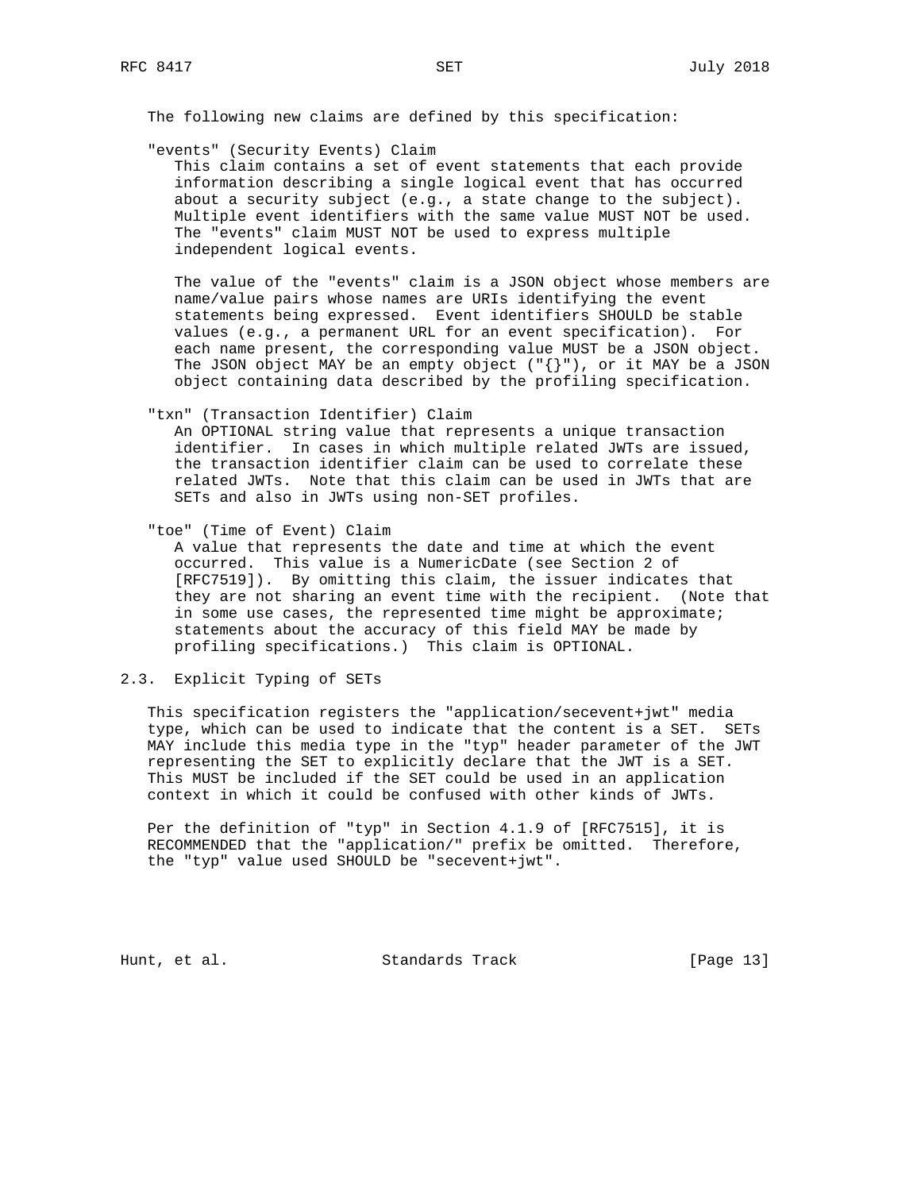The following new claims are defined by this specification:

"events" (Security Events) Claim
This claim contains a set of event statements that each provide information describing a single logical event that has occurred about a security subject (e.g., a state change to the subject). Multiple event identifiers with the same value MUST NOT be used. The "events" claim MUST NOT be used to express multiple independent logical events.

The value of the "events" claim is a JSON object whose members are name/value pairs whose names are URIs identifying the event statements being expressed. Event identifiers SHOULD be stable values (e.g., a permanent URL for an event specification). For each name present, the corresponding value MUST be a JSON object. The JSON object MAY be an empty object ("{}"), or it MAY be a JSON object containing data described by the profiling specification.

"txn" (Transaction Identifier) Claim
An OPTIONAL string value that represents a unique transaction identifier. In cases in which multiple related JWTs are issued, the transaction identifier claim can be used to correlate these related JWTs. Note that this claim can be used in JWTs that are SETs and also in JWTs using non-SET profiles.

"toe" (Time of Event) Claim
A value that represents the date and time at which the event occurred. This value is a NumericDate (see Section 2 of [RFC7519]). By omitting this claim, the issuer indicates that they are not sharing an event time with the recipient. (Note that in some use cases, the represented time might be approximate; statements about the accuracy of this field MAY be made by profiling specifications.) This claim is OPTIONAL.

## 2.3. Explicit Typing of SETs

This specification registers the "application/secevent+jwt" media type, which can be used to indicate that the content is a SET. SETs MAY include this media type in the "typ" header parameter of the JWT representing the SET to explicitly declare that the JWT is a SET. This MUST be included if the SET could be used in an application context in which it could be confused with other kinds of JWTs.

Per the definition of "typ" in Section 4.1.9 of [RFC7515], it is RECOMMENDED that the "application/" prefix be omitted. Therefore, the "typ" value used SHOULD be "secevent+jwt".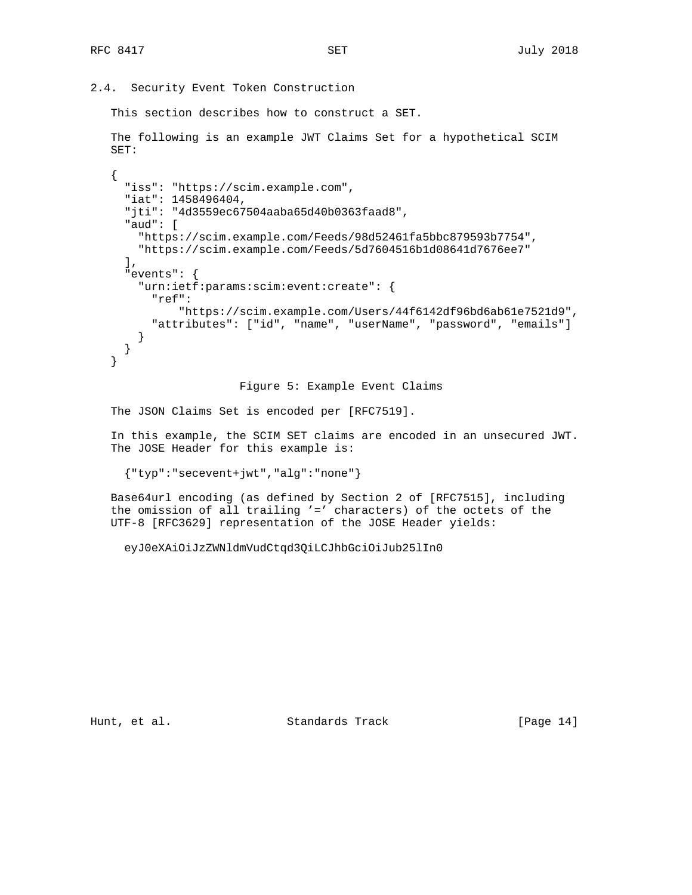## 2.4. Security Event Token Construction

This section describes how to construct a SET.

The following is an example JWT Claims Set for a hypothetical SCIM SET:

```
{
  "iss": "https://scim.example.com",
  "iat": 1458496404,
  "jti": "4d3559ec67504aaba65d40b0363faad8",
  "aud": [
    "https://scim.example.com/Feeds/98d52461fa5bbc879593b7754",
    "https://scim.example.com/Feeds/5d7604516b1d08641d7676ee7"
  ],
  "events": {
    "urn:ietf:params:scim:event:create": {
      "ref":
          "https://scim.example.com/Users/44f6142df96bd6ab61e7521d9",
      "attributes": ["id", "name", "userName", "password", "emails"]
    }
  }
}
```

Figure 5: Example Event Claims

The JSON Claims Set is encoded per [RFC7519].

In this example, the SCIM SET claims are encoded in an unsecured JWT. The JOSE Header for this example is:

```
{"typ":"secevent+jwt","alg":"none"}
```

Base64url encoding (as defined by Section 2 of [RFC7515], including the omission of all trailing '=' characters) of the octets of the UTF-8 [RFC3629] representation of the JOSE Header yields:

```
eyJ0eXAiOiJzZWNldmVudCtqd3QiLCJhbGciOiJub25lIn0
```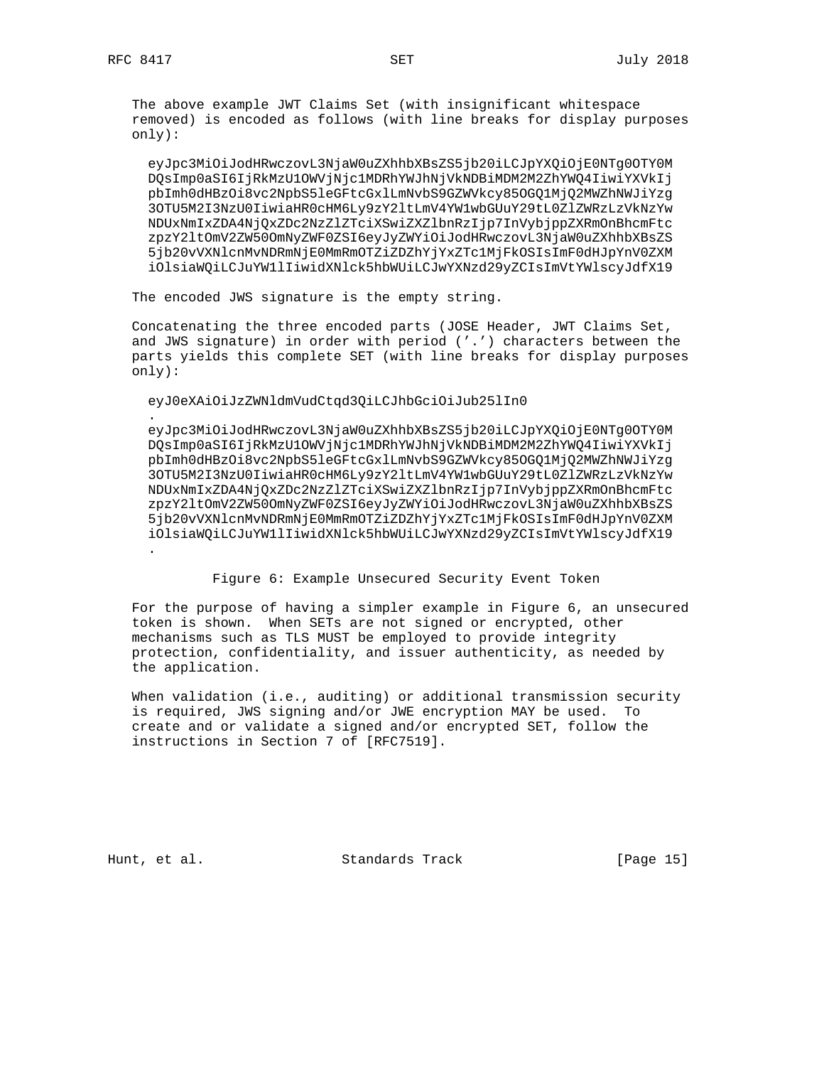The above example JWT Claims Set (with insignificant whitespace removed) is encoded as follows (with line breaks for display purposes only):

```
eyJpc3MiOiJodHRwczovL3NjaW0uZXhhbXBsZS5jb20iLCJpYXQiOjE0NTg0OTY0M
DQsImp0aSI6IjRkMzU1OWVjNjc1MDRhYWJhNjVkNDBiMDM2M2ZhYWQ4IiwiYXVkIj
pbImh0dHBzOi8vc2NpbS5leGFtcGxlLmNvbS9GZWVkcy85OGQ1MjQ2MWZhNWJiYzg
3OTU5M2I3NzU0IiwiaHR0cHM6Ly9zY2ltLmV4YW1wbGUuY29tL0ZlZWRzLzVkNzYw
NDUxNmIxZDA4NjQxZDc2NzZlZTciXSwiZXZlbnRzIjp7InVybjppZXRmOnBhcmFtc
zpzY2ltOmV2ZW50OmNyZWF0ZSI6eyJyZWYiOiJodHRwczovL3NjaW0uZXhhbXBsZS
5jb20vVXNlcnMvNDRmNjE0MmRmOTZiZDZhYjYxZTc1MjFkOSIsImF0dHJpYnV0ZXM
iOlsiaWQiLCJuYW1lIiwidXNlck5hbWUiLCJwYXNzd29yZCIsImVtYWlscyJdfX19
```

The encoded JWS signature is the empty string.

Concatenating the three encoded parts (JOSE Header, JWT Claims Set, and JWS signature) in order with period ('.') characters between the parts yields this complete SET (with line breaks for display purposes only):

```
eyJ0eXAiOiJzZWNldmVudCtqd3QiLCJhbGciOiJub25lIn0
.
eyJpc3MiOiJodHRwczovL3NjaW0uZXhhbXBsZS5jb20iLCJpYXQiOjE0NTg0OTY0M
DQsImp0aSI6IjRkMzU1OWVjNjc1MDRhYWJhNjVkNDBiMDM2M2ZhYWQ4IiwiYXVkIj
pbImh0dHBzOi8vc2NpbS5leGFtcGxlLmNvbS9GZWVkcy85OGQ1MjQ2MWZhNWJiYzg
3OTU5M2I3NzU0IiwiaHR0cHM6Ly9zY2ltLmV4YW1wbGUuY29tL0ZlZWRzLzVkNzYw
NDUxNmIxZDA4NjQxZDc2NzZlZTciXSwiZXZlbnRzIjp7InVybjppZXRmOnBhcmFtc
zpzY2ltOmV2ZW50OmNyZWF0ZSI6eyJyZWYiOiJodHRwczovL3NjaW0uZXhhbXBsZS
5jb20vVXNlcnMvNDRmNjE0MmRmOTZiZDZhYjYxZTc1MjFkOSIsImF0dHJpYnV0ZXM
iOlsiaWQiLCJuYW1lIiwidXNlck5hbWUiLCJwYXNzd29yZCIsImVtYWlscyJdfX19
.
```

Figure 6: Example Unsecured Security Event Token

For the purpose of having a simpler example in Figure 6, an unsecured token is shown. When SETs are not signed or encrypted, other mechanisms such as TLS MUST be employed to provide integrity protection, confidentiality, and issuer authenticity, as needed by the application.

When validation (i.e., auditing) or additional transmission security is required, JWS signing and/or JWE encryption MAY be used. To create and or validate a signed and/or encrypted SET, follow the instructions in Section 7 of [RFC7519].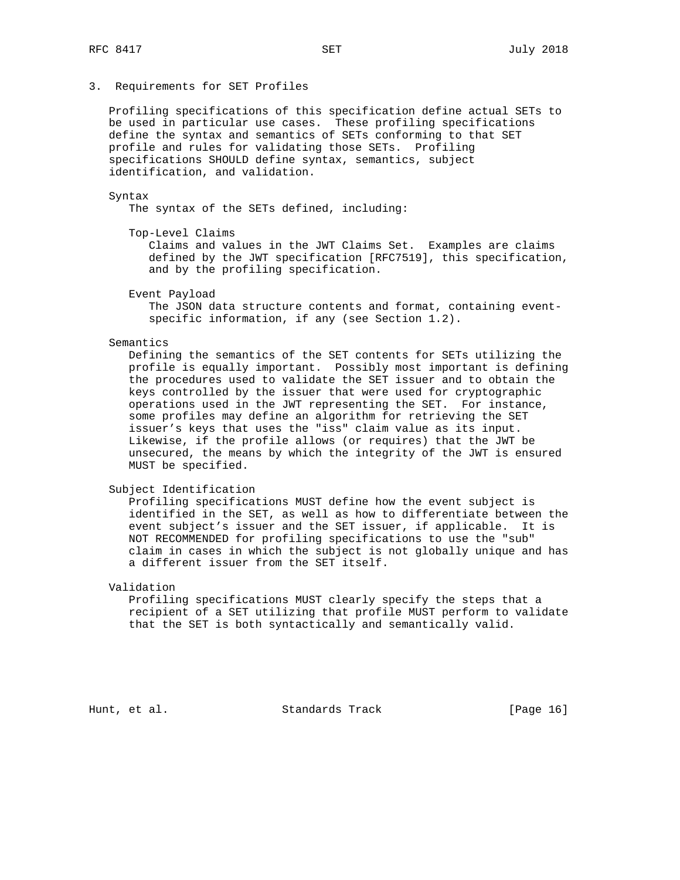## 3. Requirements for SET Profiles

Profiling specifications of this specification define actual SETs to be used in particular use cases. These profiling specifications define the syntax and semantics of SETs conforming to that SET profile and rules for validating those SETs. Profiling specifications SHOULD define syntax, semantics, subject identification, and validation.

Syntax
: The syntax of the SETs defined, including:

  Top-Level Claims
  : Claims and values in the JWT Claims Set. Examples are claims defined by the JWT specification [RFC7519], this specification, and by the profiling specification.

  Event Payload
  : The JSON data structure contents and format, containing event-specific information, if any (see Section 1.2).

Semantics
: Defining the semantics of the SET contents for SETs utilizing the profile is equally important. Possibly most important is defining the procedures used to validate the SET issuer and to obtain the keys controlled by the issuer that were used for cryptographic operations used in the JWT representing the SET. For instance, some profiles may define an algorithm for retrieving the SET issuer's keys that uses the "iss" claim value as its input. Likewise, if the profile allows (or requires) that the JWT be unsecured, the means by which the integrity of the JWT is ensured MUST be specified.

Subject Identification
: Profiling specifications MUST define how the event subject is identified in the SET, as well as how to differentiate between the event subject's issuer and the SET issuer, if applicable. It is NOT RECOMMENDED for profiling specifications to use the "sub" claim in cases in which the subject is not globally unique and has a different issuer from the SET itself.

Validation
: Profiling specifications MUST clearly specify the steps that a recipient of a SET utilizing that profile MUST perform to validate that the SET is both syntactically and semantically valid.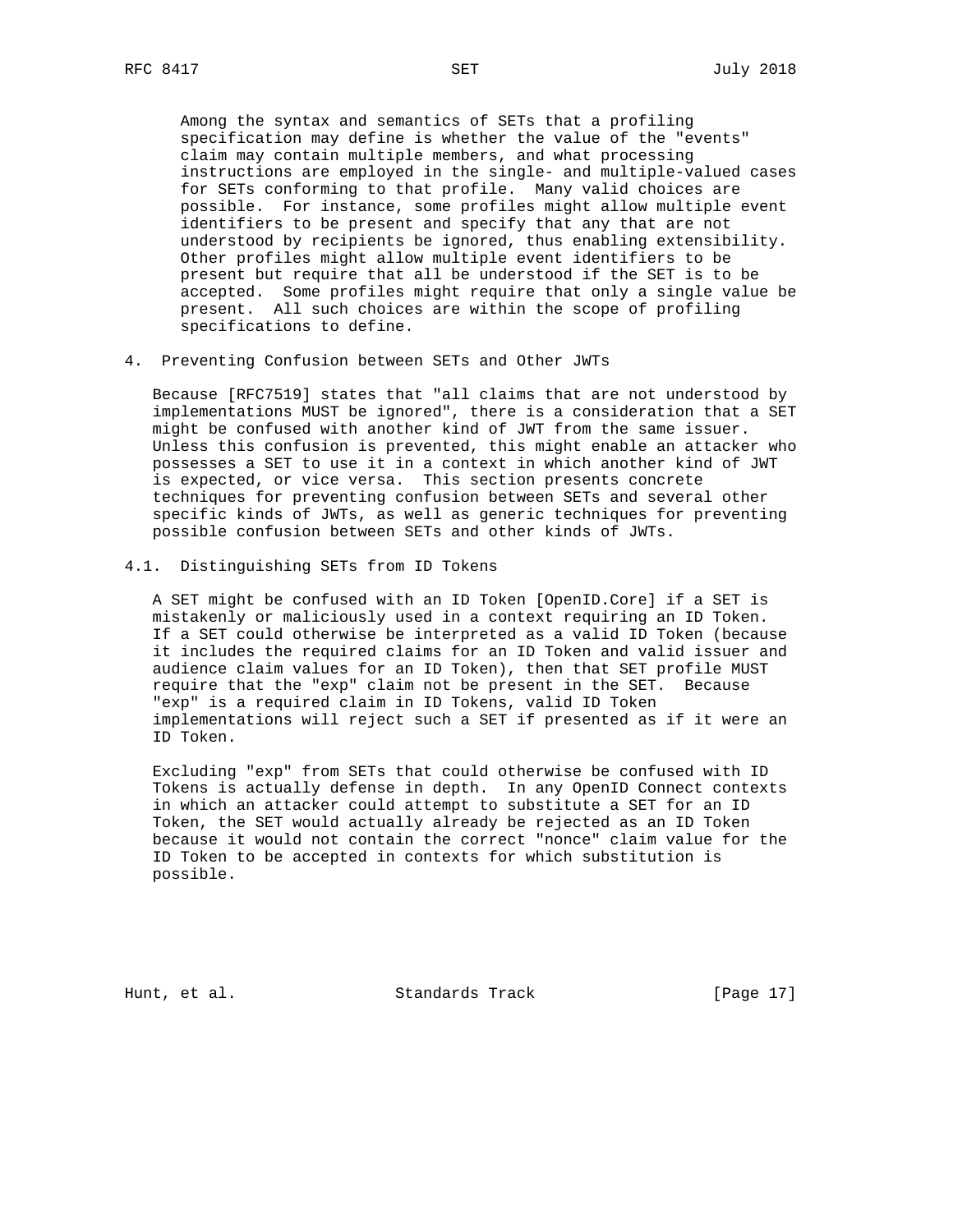Among the syntax and semantics of SETs that a profiling specification may define is whether the value of the "events" claim may contain multiple members, and what processing instructions are employed in the single- and multiple-valued cases for SETs conforming to that profile. Many valid choices are possible. For instance, some profiles might allow multiple event identifiers to be present and specify that any that are not understood by recipients be ignored, thus enabling extensibility. Other profiles might allow multiple event identifiers to be present but require that all be understood if the SET is to be accepted. Some profiles might require that only a single value be present. All such choices are within the scope of profiling specifications to define.

## 4. Preventing Confusion between SETs and Other JWTs

Because [RFC7519] states that "all claims that are not understood by implementations MUST be ignored", there is a consideration that a SET might be confused with another kind of JWT from the same issuer. Unless this confusion is prevented, this might enable an attacker who possesses a SET to use it in a context in which another kind of JWT is expected, or vice versa. This section presents concrete techniques for preventing confusion between SETs and several other specific kinds of JWTs, as well as generic techniques for preventing possible confusion between SETs and other kinds of JWTs.

### 4.1. Distinguishing SETs from ID Tokens

A SET might be confused with an ID Token [OpenID.Core] if a SET is mistakenly or maliciously used in a context requiring an ID Token. If a SET could otherwise be interpreted as a valid ID Token (because it includes the required claims for an ID Token and valid issuer and audience claim values for an ID Token), then that SET profile MUST require that the "exp" claim not be present in the SET. Because "exp" is a required claim in ID Tokens, valid ID Token implementations will reject such a SET if presented as if it were an ID Token.

Excluding "exp" from SETs that could otherwise be confused with ID Tokens is actually defense in depth. In any OpenID Connect contexts in which an attacker could attempt to substitute a SET for an ID Token, the SET would actually already be rejected as an ID Token because it would not contain the correct "nonce" claim value for the ID Token to be accepted in contexts for which substitution is possible.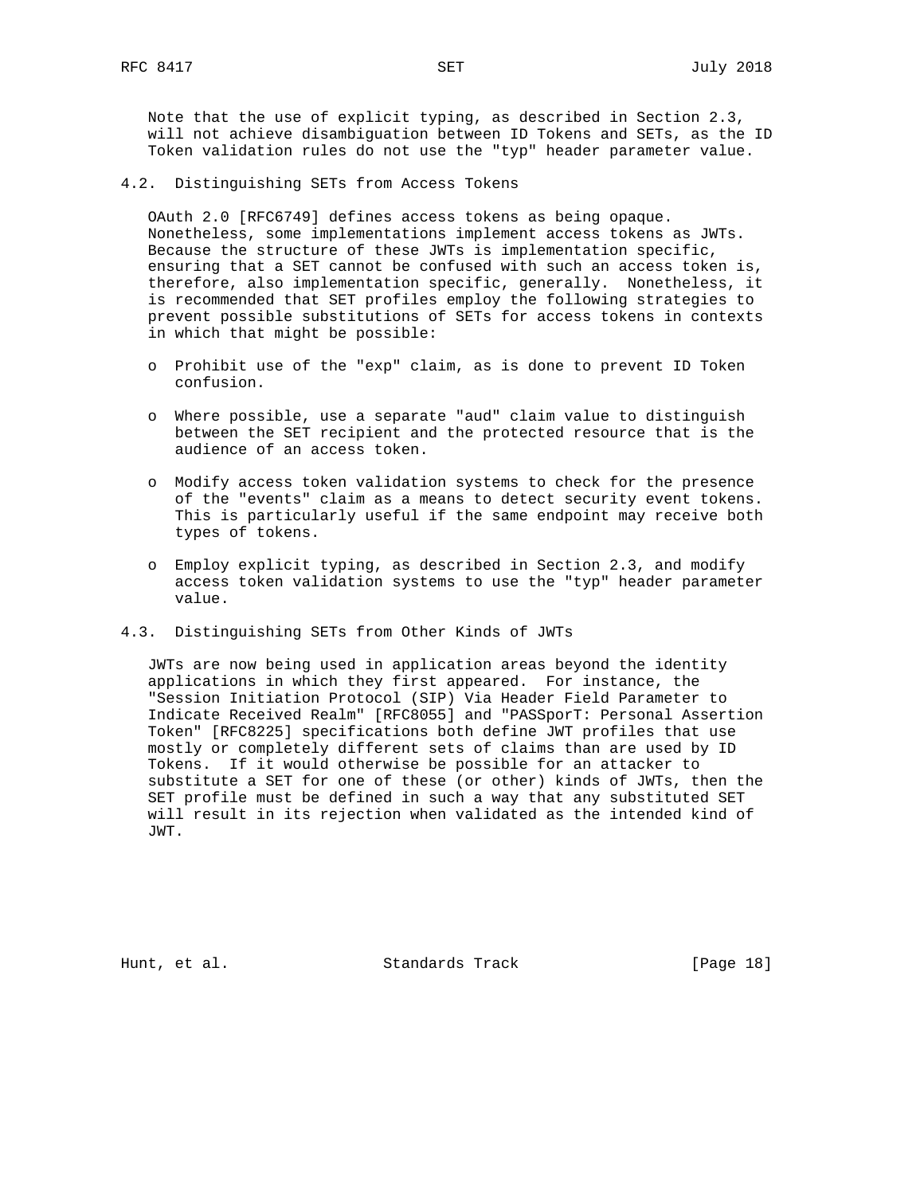Note that the use of explicit typing, as described in Section 2.3, will not achieve disambiguation between ID Tokens and SETs, as the ID Token validation rules do not use the "typ" header parameter value.

### 4.2. Distinguishing SETs from Access Tokens

OAuth 2.0 [RFC6749] defines access tokens as being opaque. Nonetheless, some implementations implement access tokens as JWTs. Because the structure of these JWTs is implementation specific, ensuring that a SET cannot be confused with such an access token is, therefore, also implementation specific, generally. Nonetheless, it is recommended that SET profiles employ the following strategies to prevent possible substitutions of SETs for access tokens in contexts in which that might be possible:

- Prohibit use of the "exp" claim, as is done to prevent ID Token confusion.
- Where possible, use a separate "aud" claim value to distinguish between the SET recipient and the protected resource that is the audience of an access token.
- Modify access token validation systems to check for the presence of the "events" claim as a means to detect security event tokens. This is particularly useful if the same endpoint may receive both types of tokens.
- Employ explicit typing, as described in Section 2.3, and modify access token validation systems to use the "typ" header parameter value.

### 4.3. Distinguishing SETs from Other Kinds of JWTs

JWTs are now being used in application areas beyond the identity applications in which they first appeared. For instance, the "Session Initiation Protocol (SIP) Via Header Field Parameter to Indicate Received Realm" [RFC8055] and "PASSporT: Personal Assertion Token" [RFC8225] specifications both define JWT profiles that use mostly or completely different sets of claims than are used by ID Tokens. If it would otherwise be possible for an attacker to substitute a SET for one of these (or other) kinds of JWTs, then the SET profile must be defined in such a way that any substituted SET will result in its rejection when validated as the intended kind of JWT.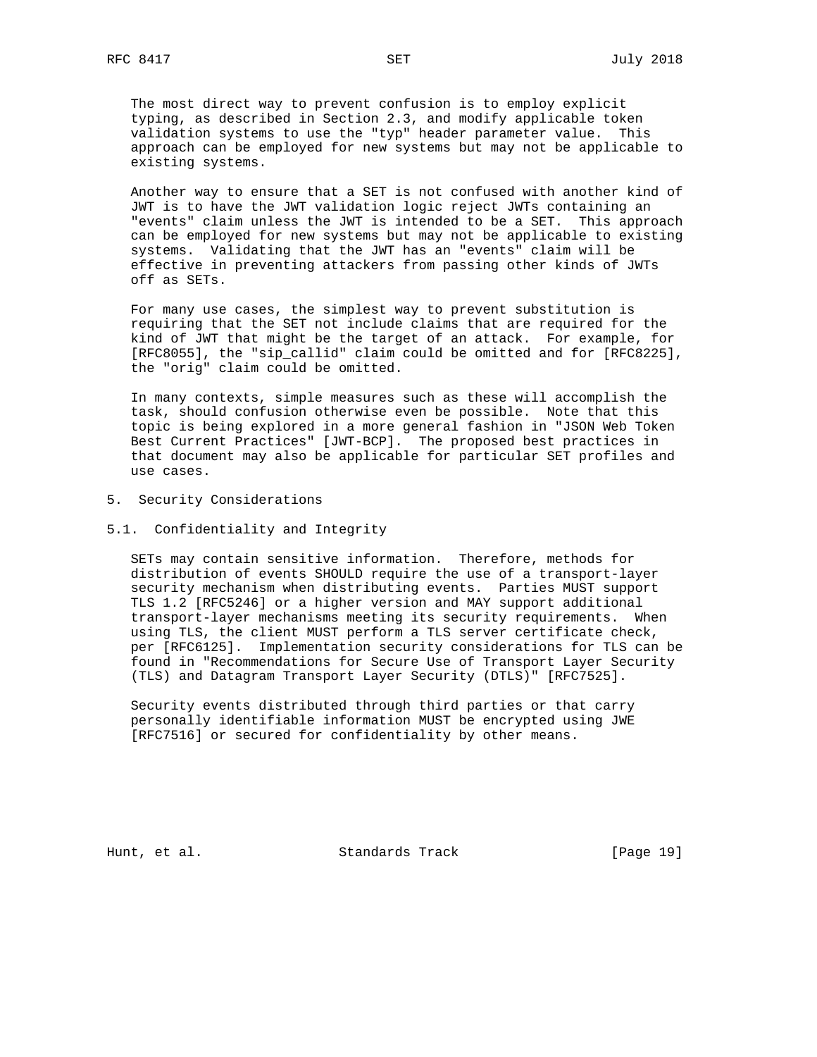The most direct way to prevent confusion is to employ explicit typing, as described in Section 2.3, and modify applicable token validation systems to use the "typ" header parameter value. This approach can be employed for new systems but may not be applicable to existing systems.

Another way to ensure that a SET is not confused with another kind of JWT is to have the JWT validation logic reject JWTs containing an "events" claim unless the JWT is intended to be a SET. This approach can be employed for new systems but may not be applicable to existing systems. Validating that the JWT has an "events" claim will be effective in preventing attackers from passing other kinds of JWTs off as SETs.

For many use cases, the simplest way to prevent substitution is requiring that the SET not include claims that are required for the kind of JWT that might be the target of an attack. For example, for [RFC8055], the "sip_callid" claim could be omitted and for [RFC8225], the "orig" claim could be omitted.

In many contexts, simple measures such as these will accomplish the task, should confusion otherwise even be possible. Note that this topic is being explored in a more general fashion in "JSON Web Token Best Current Practices" [JWT-BCP]. The proposed best practices in that document may also be applicable for particular SET profiles and use cases.

## 5. Security Considerations

### 5.1. Confidentiality and Integrity

SETs may contain sensitive information. Therefore, methods for distribution of events SHOULD require the use of a transport-layer security mechanism when distributing events. Parties MUST support TLS 1.2 [RFC5246] or a higher version and MAY support additional transport-layer mechanisms meeting its security requirements. When using TLS, the client MUST perform a TLS server certificate check, per [RFC6125]. Implementation security considerations for TLS can be found in "Recommendations for Secure Use of Transport Layer Security (TLS) and Datagram Transport Layer Security (DTLS)" [RFC7525].

Security events distributed through third parties or that carry personally identifiable information MUST be encrypted using JWE [RFC7516] or secured for confidentiality by other means.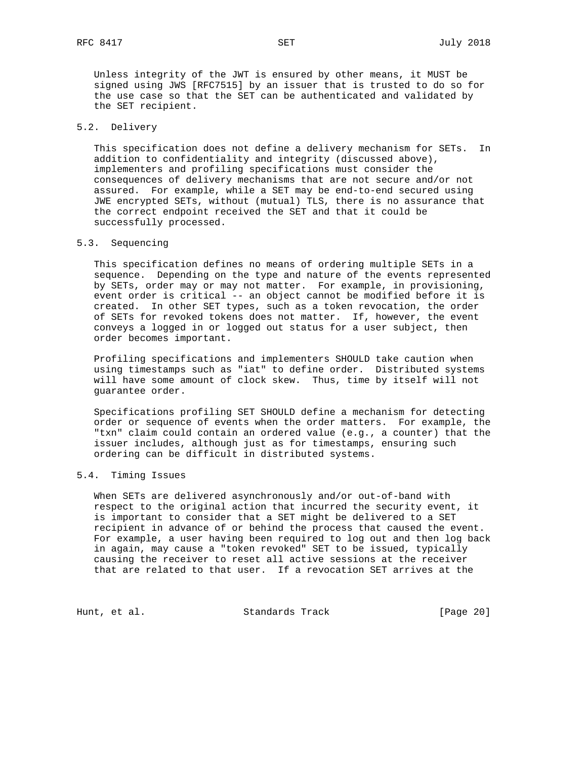Unless integrity of the JWT is ensured by other means, it MUST be signed using JWS [RFC7515] by an issuer that is trusted to do so for the use case so that the SET can be authenticated and validated by the SET recipient.

### 5.2. Delivery

This specification does not define a delivery mechanism for SETs. In addition to confidentiality and integrity (discussed above), implementers and profiling specifications must consider the consequences of delivery mechanisms that are not secure and/or not assured. For example, while a SET may be end-to-end secured using JWE encrypted SETs, without (mutual) TLS, there is no assurance that the correct endpoint received the SET and that it could be successfully processed.

### 5.3. Sequencing

This specification defines no means of ordering multiple SETs in a sequence. Depending on the type and nature of the events represented by SETs, order may or may not matter. For example, in provisioning, event order is critical -- an object cannot be modified before it is created. In other SET types, such as a token revocation, the order of SETs for revoked tokens does not matter. If, however, the event conveys a logged in or logged out status for a user subject, then order becomes important.

Profiling specifications and implementers SHOULD take caution when using timestamps such as "iat" to define order. Distributed systems will have some amount of clock skew. Thus, time by itself will not guarantee order.

Specifications profiling SET SHOULD define a mechanism for detecting order or sequence of events when the order matters. For example, the "txn" claim could contain an ordered value (e.g., a counter) that the issuer includes, although just as for timestamps, ensuring such ordering can be difficult in distributed systems.

### 5.4. Timing Issues

When SETs are delivered asynchronously and/or out-of-band with respect to the original action that incurred the security event, it is important to consider that a SET might be delivered to a SET recipient in advance of or behind the process that caused the event. For example, a user having been required to log out and then log back in again, may cause a "token revoked" SET to be issued, typically causing the receiver to reset all active sessions at the receiver that are related to that user. If a revocation SET arrives at the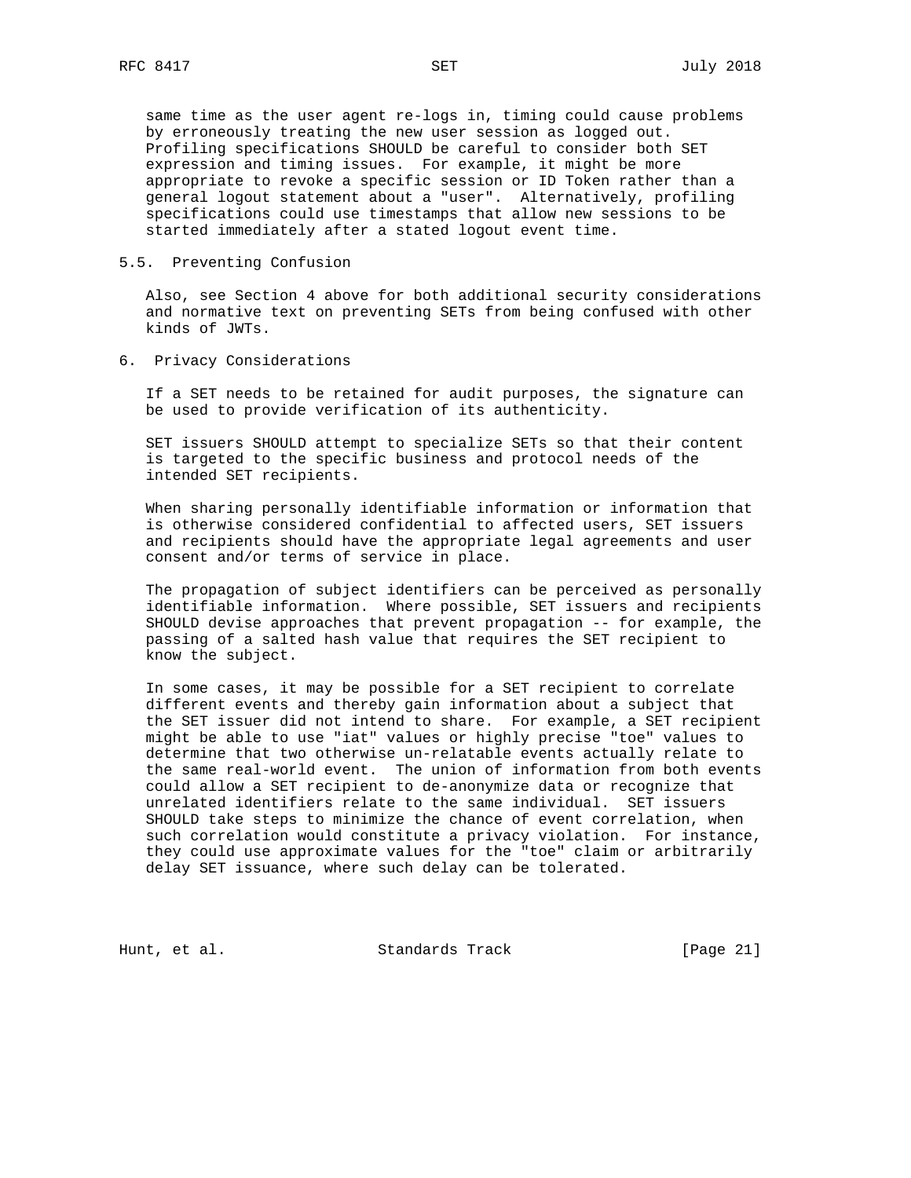same time as the user agent re-logs in, timing could cause problems by erroneously treating the new user session as logged out. Profiling specifications SHOULD be careful to consider both SET expression and timing issues. For example, it might be more appropriate to revoke a specific session or ID Token rather than a general logout statement about a "user". Alternatively, profiling specifications could use timestamps that allow new sessions to be started immediately after a stated logout event time.

### 5.5. Preventing Confusion

Also, see Section 4 above for both additional security considerations and normative text on preventing SETs from being confused with other kinds of JWTs.

## 6. Privacy Considerations

If a SET needs to be retained for audit purposes, the signature can be used to provide verification of its authenticity.

SET issuers SHOULD attempt to specialize SETs so that their content is targeted to the specific business and protocol needs of the intended SET recipients.

When sharing personally identifiable information or information that is otherwise considered confidential to affected users, SET issuers and recipients should have the appropriate legal agreements and user consent and/or terms of service in place.

The propagation of subject identifiers can be perceived as personally identifiable information. Where possible, SET issuers and recipients SHOULD devise approaches that prevent propagation -- for example, the passing of a salted hash value that requires the SET recipient to know the subject.

In some cases, it may be possible for a SET recipient to correlate different events and thereby gain information about a subject that the SET issuer did not intend to share. For example, a SET recipient might be able to use "iat" values or highly precise "toe" values to determine that two otherwise un-relatable events actually relate to the same real-world event. The union of information from both events could allow a SET recipient to de-anonymize data or recognize that unrelated identifiers relate to the same individual. SET issuers SHOULD take steps to minimize the chance of event correlation, when such correlation would constitute a privacy violation. For instance, they could use approximate values for the "toe" claim or arbitrarily delay SET issuance, where such delay can be tolerated.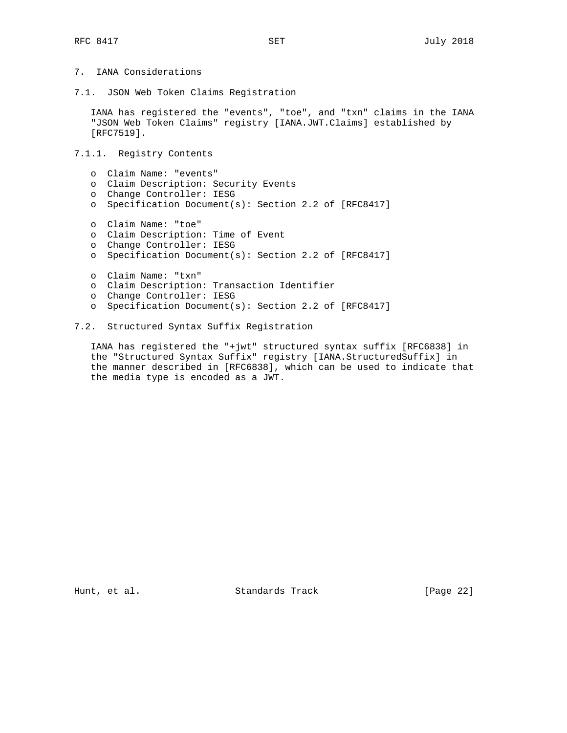# 7. IANA Considerations

## 7.1. JSON Web Token Claims Registration

IANA has registered the "events", "toe", and "txn" claims in the IANA "JSON Web Token Claims" registry [IANA.JWT.Claims] established by [RFC7519].

### 7.1.1. Registry Contents

- Claim Name: "events"
- Claim Description: Security Events
- Change Controller: IESG
- Specification Document(s): Section 2.2 of [RFC8417]

- Claim Name: "toe"
- Claim Description: Time of Event
- Change Controller: IESG
- Specification Document(s): Section 2.2 of [RFC8417]

- Claim Name: "txn"
- Claim Description: Transaction Identifier
- Change Controller: IESG
- Specification Document(s): Section 2.2 of [RFC8417]

## 7.2. Structured Syntax Suffix Registration

IANA has registered the "+jwt" structured syntax suffix [RFC6838] in the "Structured Syntax Suffix" registry [IANA.StructuredSuffix] in the manner described in [RFC6838], which can be used to indicate that the media type is encoded as a JWT.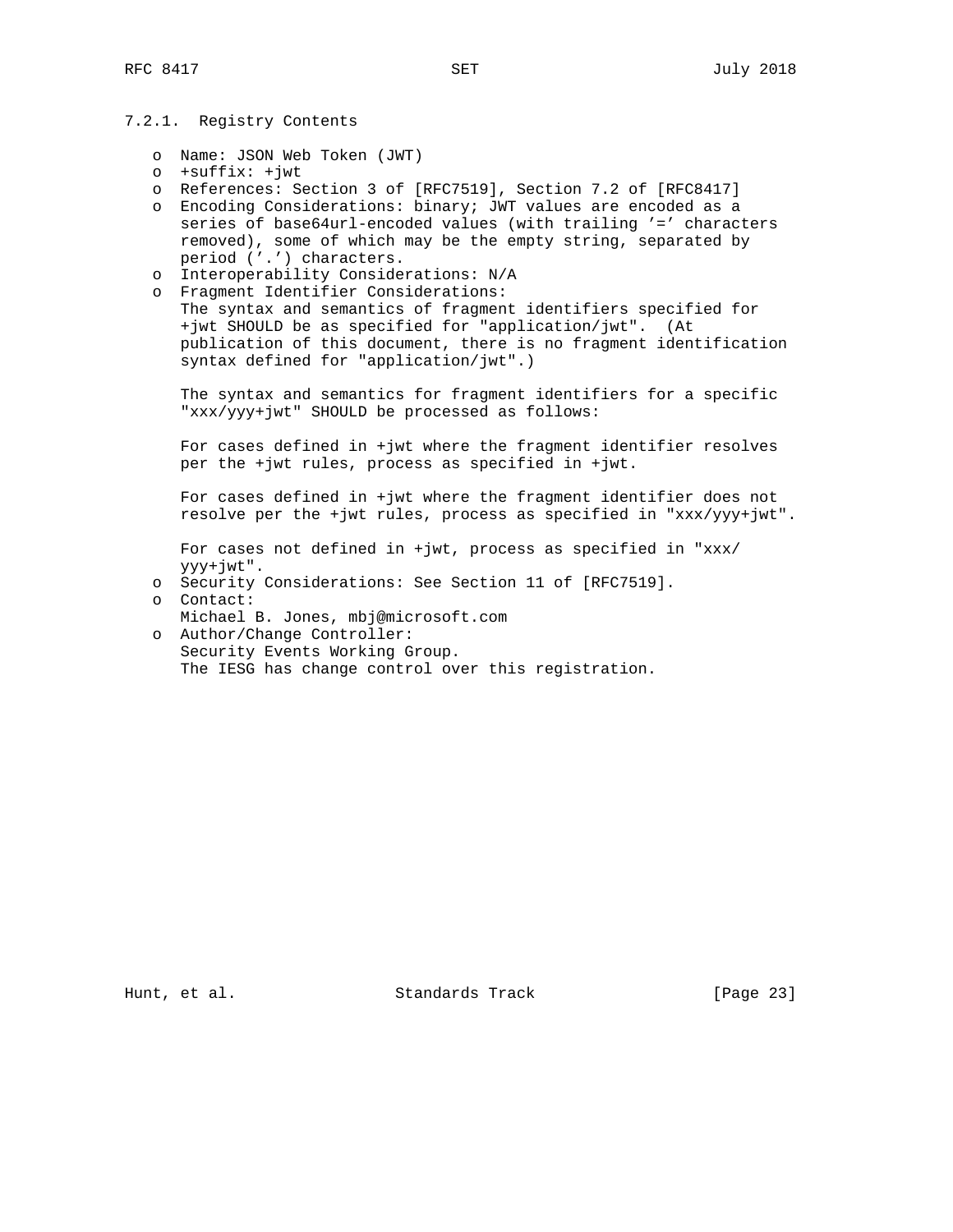#### 7.2.1. Registry Contents

- Name: JSON Web Token (JWT)
- +suffix: +jwt
- References: Section 3 of [RFC7519], Section 7.2 of [RFC8417]
- Encoding Considerations: binary; JWT values are encoded as a series of base64url-encoded values (with trailing '=' characters removed), some of which may be the empty string, separated by period ('.') characters.
- Interoperability Considerations: N/A
- Fragment Identifier Considerations:
  The syntax and semantics of fragment identifiers specified for +jwt SHOULD be as specified for "application/jwt". (At publication of this document, there is no fragment identification syntax defined for "application/jwt".)

  The syntax and semantics for fragment identifiers for a specific "xxx/yyy+jwt" SHOULD be processed as follows:

  For cases defined in +jwt where the fragment identifier resolves per the +jwt rules, process as specified in +jwt.

  For cases defined in +jwt where the fragment identifier does not resolve per the +jwt rules, process as specified in "xxx/yyy+jwt".

  For cases not defined in +jwt, process as specified in "xxx/yyy+jwt".
- Security Considerations: See Section 11 of [RFC7519].
- Contact:
  Michael B. Jones, mbj@microsoft.com
- Author/Change Controller:
  Security Events Working Group.
  The IESG has change control over this registration.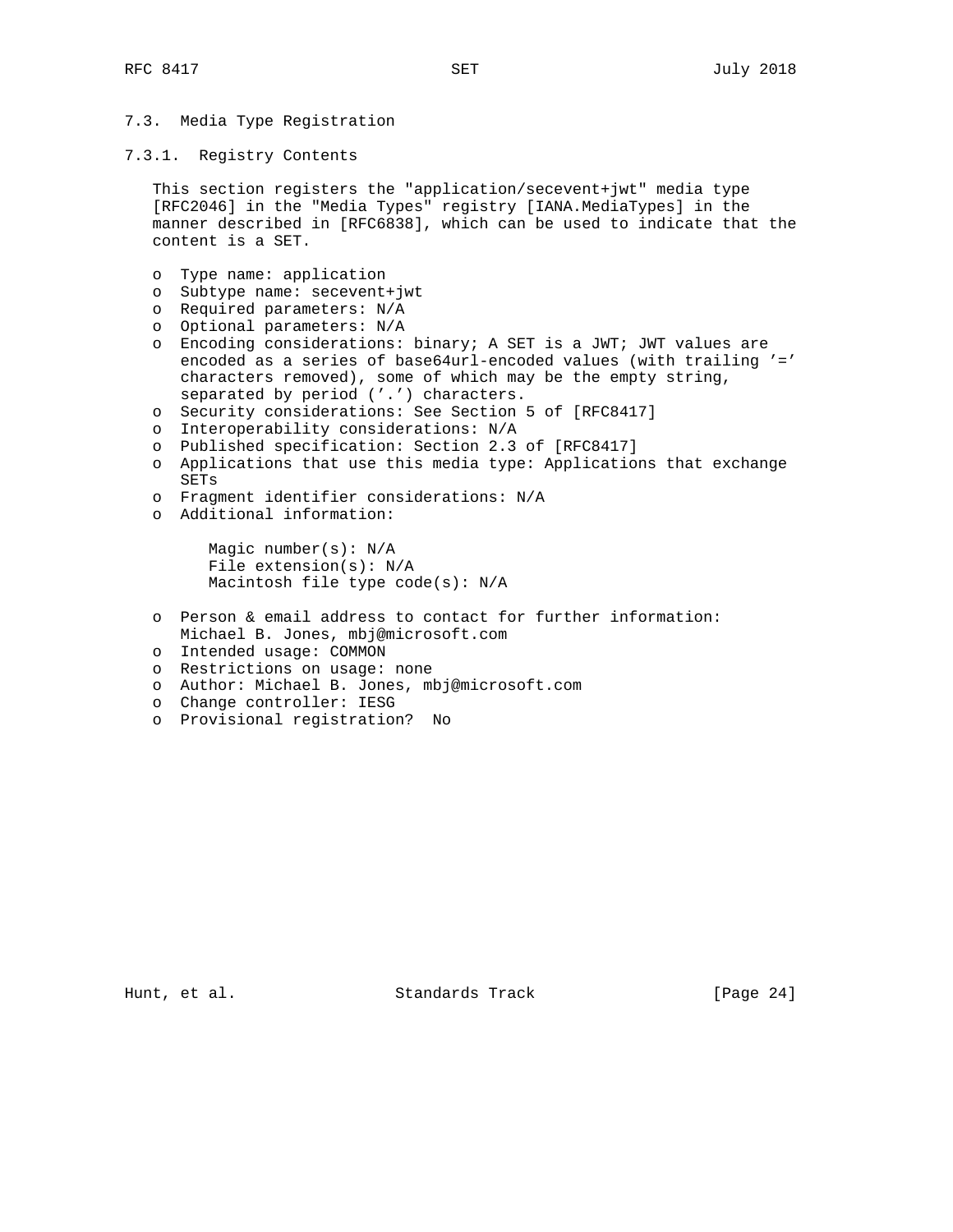### 7.3. Media Type Registration

#### 7.3.1. Registry Contents

This section registers the "application/secevent+jwt" media type [RFC2046] in the "Media Types" registry [IANA.MediaTypes] in the manner described in [RFC6838], which can be used to indicate that the content is a SET.

- Type name: application
- Subtype name: secevent+jwt
- Required parameters: N/A
- Optional parameters: N/A
- Encoding considerations: binary; A SET is a JWT; JWT values are encoded as a series of base64url-encoded values (with trailing '=' characters removed), some of which may be the empty string, separated by period ('.') characters.
- Security considerations: See Section 5 of [RFC8417]
- Interoperability considerations: N/A
- Published specification: Section 2.3 of [RFC8417]
- Applications that use this media type: Applications that exchange SETs
- Fragment identifier considerations: N/A
- Additional information:

  Magic number(s): N/A
  File extension(s): N/A
  Macintosh file type code(s): N/A

- Person & email address to contact for further information: Michael B. Jones, mbj@microsoft.com
- Intended usage: COMMON
- Restrictions on usage: none
- Author: Michael B. Jones, mbj@microsoft.com
- Change controller: IESG
- Provisional registration? No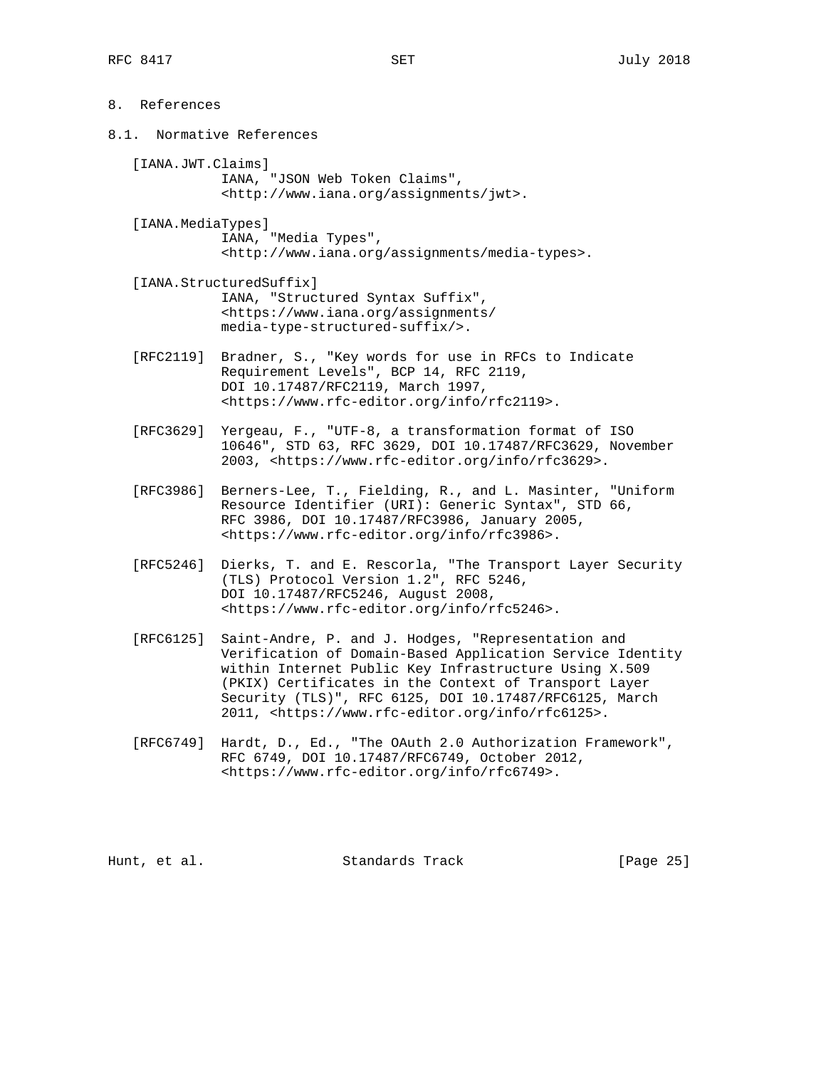# 8. References

## 8.1. Normative References

[IANA.JWT.Claims]
IANA, "JSON Web Token Claims", <http://www.iana.org/assignments/jwt>.

[IANA.MediaTypes]
IANA, "Media Types", <http://www.iana.org/assignments/media-types>.

[IANA.StructuredSuffix]
IANA, "Structured Syntax Suffix", <https://www.iana.org/assignments/media-type-structured-suffix/>.

[RFC2119] Bradner, S., "Key words for use in RFCs to Indicate Requirement Levels", BCP 14, RFC 2119, DOI 10.17487/RFC2119, March 1997, <https://www.rfc-editor.org/info/rfc2119>.

[RFC3629] Yergeau, F., "UTF-8, a transformation format of ISO 10646", STD 63, RFC 3629, DOI 10.17487/RFC3629, November 2003, <https://www.rfc-editor.org/info/rfc3629>.

[RFC3986] Berners-Lee, T., Fielding, R., and L. Masinter, "Uniform Resource Identifier (URI): Generic Syntax", STD 66, RFC 3986, DOI 10.17487/RFC3986, January 2005, <https://www.rfc-editor.org/info/rfc3986>.

[RFC5246] Dierks, T. and E. Rescorla, "The Transport Layer Security (TLS) Protocol Version 1.2", RFC 5246, DOI 10.17487/RFC5246, August 2008, <https://www.rfc-editor.org/info/rfc5246>.

[RFC6125] Saint-Andre, P. and J. Hodges, "Representation and Verification of Domain-Based Application Service Identity within Internet Public Key Infrastructure Using X.509 (PKIX) Certificates in the Context of Transport Layer Security (TLS)", RFC 6125, DOI 10.17487/RFC6125, March 2011, <https://www.rfc-editor.org/info/rfc6125>.

[RFC6749] Hardt, D., Ed., "The OAuth 2.0 Authorization Framework", RFC 6749, DOI 10.17487/RFC6749, October 2012, <https://www.rfc-editor.org/info/rfc6749>.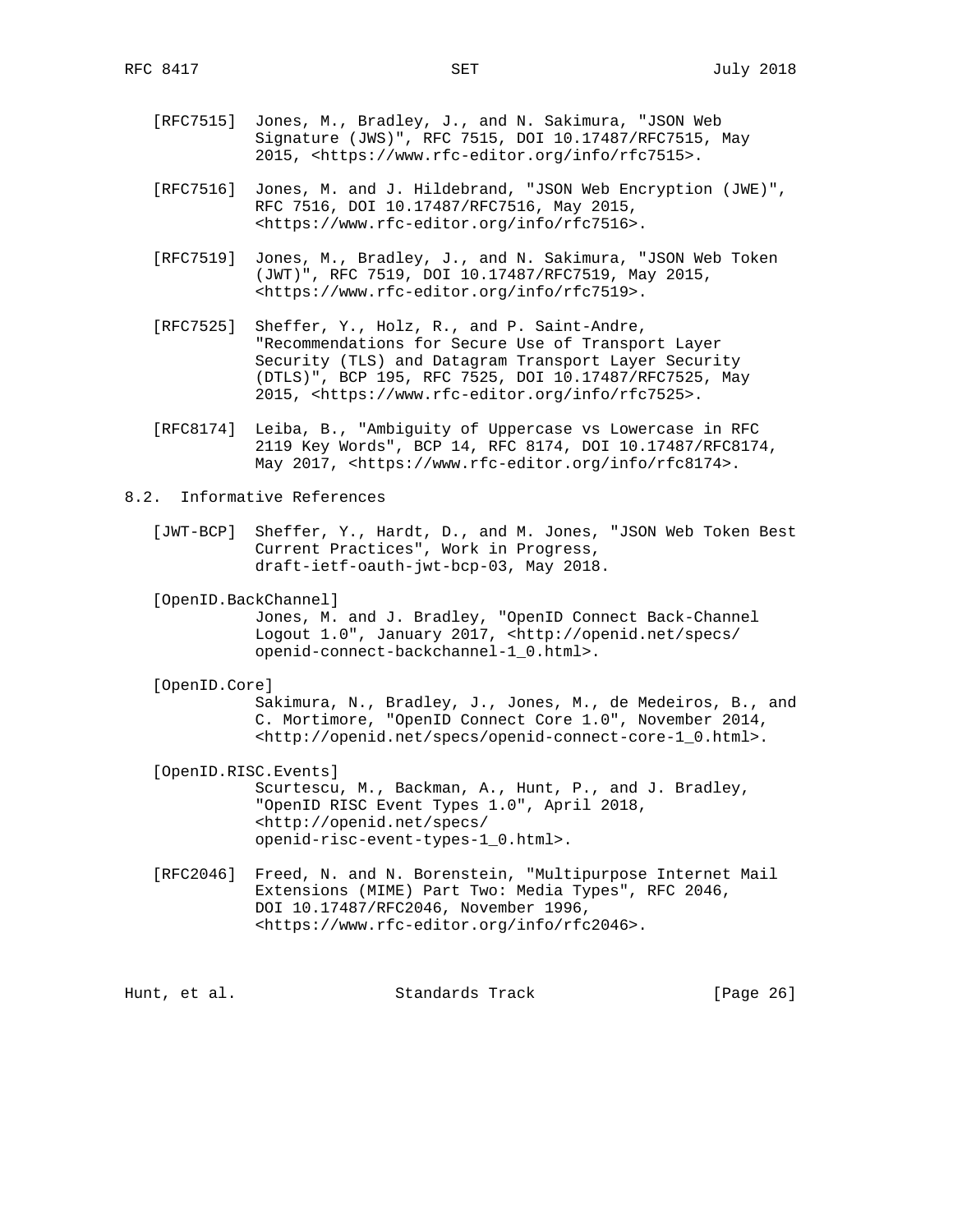[RFC7515] Jones, M., Bradley, J., and N. Sakimura, "JSON Web Signature (JWS)", RFC 7515, DOI 10.17487/RFC7515, May 2015, <https://www.rfc-editor.org/info/rfc7515>.

[RFC7516] Jones, M. and J. Hildebrand, "JSON Web Encryption (JWE)", RFC 7516, DOI 10.17487/RFC7516, May 2015, <https://www.rfc-editor.org/info/rfc7516>.

[RFC7519] Jones, M., Bradley, J., and N. Sakimura, "JSON Web Token (JWT)", RFC 7519, DOI 10.17487/RFC7519, May 2015, <https://www.rfc-editor.org/info/rfc7519>.

[RFC7525] Sheffer, Y., Holz, R., and P. Saint-Andre, "Recommendations for Secure Use of Transport Layer Security (TLS) and Datagram Transport Layer Security (DTLS)", BCP 195, RFC 7525, DOI 10.17487/RFC7525, May 2015, <https://www.rfc-editor.org/info/rfc7525>.

[RFC8174] Leiba, B., "Ambiguity of Uppercase vs Lowercase in RFC 2119 Key Words", BCP 14, RFC 8174, DOI 10.17487/RFC8174, May 2017, <https://www.rfc-editor.org/info/rfc8174>.

## 8.2. Informative References

[JWT-BCP] Sheffer, Y., Hardt, D., and M. Jones, "JSON Web Token Best Current Practices", Work in Progress, draft-ietf-oauth-jwt-bcp-03, May 2018.

[OpenID.BackChannel] Jones, M. and J. Bradley, "OpenID Connect Back-Channel Logout 1.0", January 2017, <http://openid.net/specs/openid-connect-backchannel-1_0.html>.

[OpenID.Core] Sakimura, N., Bradley, J., Jones, M., de Medeiros, B., and C. Mortimore, "OpenID Connect Core 1.0", November 2014, <http://openid.net/specs/openid-connect-core-1_0.html>.

[OpenID.RISC.Events] Scurtescu, M., Backman, A., Hunt, P., and J. Bradley, "OpenID RISC Event Types 1.0", April 2018, <http://openid.net/specs/openid-risc-event-types-1_0.html>.

[RFC2046] Freed, N. and N. Borenstein, "Multipurpose Internet Mail Extensions (MIME) Part Two: Media Types", RFC 2046, DOI 10.17487/RFC2046, November 1996, <https://www.rfc-editor.org/info/rfc2046>.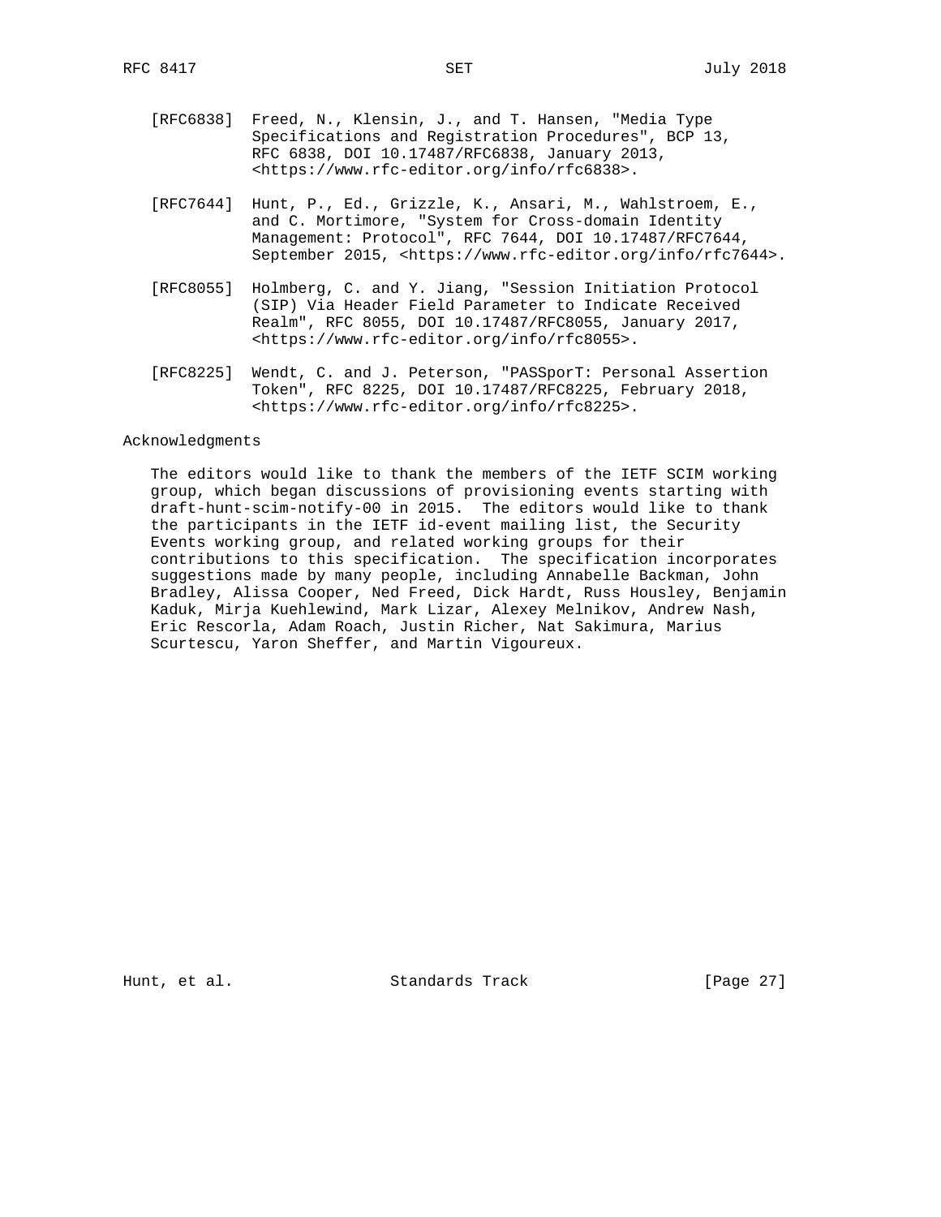[RFC6838] Freed, N., Klensin, J., and T. Hansen, "Media Type Specifications and Registration Procedures", BCP 13, RFC 6838, DOI 10.17487/RFC6838, January 2013, <https://www.rfc-editor.org/info/rfc6838>.

[RFC7644] Hunt, P., Ed., Grizzle, K., Ansari, M., Wahlstroem, E., and C. Mortimore, "System for Cross-domain Identity Management: Protocol", RFC 7644, DOI 10.17487/RFC7644, September 2015, <https://www.rfc-editor.org/info/rfc7644>.

[RFC8055] Holmberg, C. and Y. Jiang, "Session Initiation Protocol (SIP) Via Header Field Parameter to Indicate Received Realm", RFC 8055, DOI 10.17487/RFC8055, January 2017, <https://www.rfc-editor.org/info/rfc8055>.

[RFC8225] Wendt, C. and J. Peterson, "PASSporT: Personal Assertion Token", RFC 8225, DOI 10.17487/RFC8225, February 2018, <https://www.rfc-editor.org/info/rfc8225>.

## Acknowledgments

The editors would like to thank the members of the IETF SCIM working group, which began discussions of provisioning events starting with draft-hunt-scim-notify-00 in 2015. The editors would like to thank the participants in the IETF id-event mailing list, the Security Events working group, and related working groups for their contributions to this specification. The specification incorporates suggestions made by many people, including Annabelle Backman, John Bradley, Alissa Cooper, Ned Freed, Dick Hardt, Russ Housley, Benjamin Kaduk, Mirja Kuehlewind, Mark Lizar, Alexey Melnikov, Andrew Nash, Eric Rescorla, Adam Roach, Justin Richer, Nat Sakimura, Marius Scurtescu, Yaron Sheffer, and Martin Vigoureux.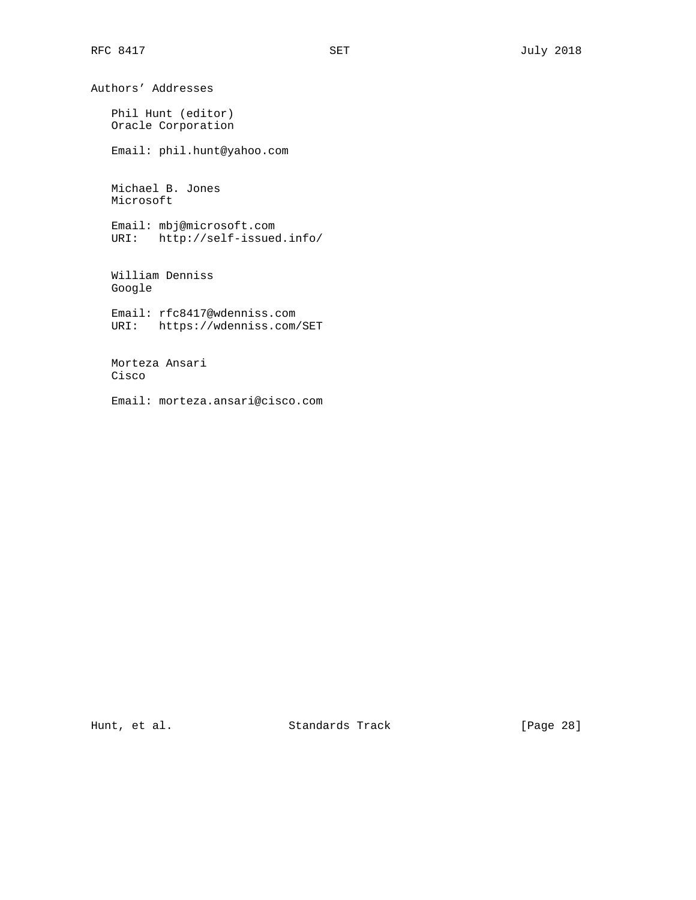# Authors' Addresses

Phil Hunt (editor)
Oracle Corporation

Email: phil.hunt@yahoo.com

Michael B. Jones
Microsoft

Email: mbj@microsoft.com
URI: http://self-issued.info/

William Denniss
Google

Email: rfc8417@wdenniss.com
URI: https://wdenniss.com/SET

Morteza Ansari
Cisco

Email: morteza.ansari@cisco.com